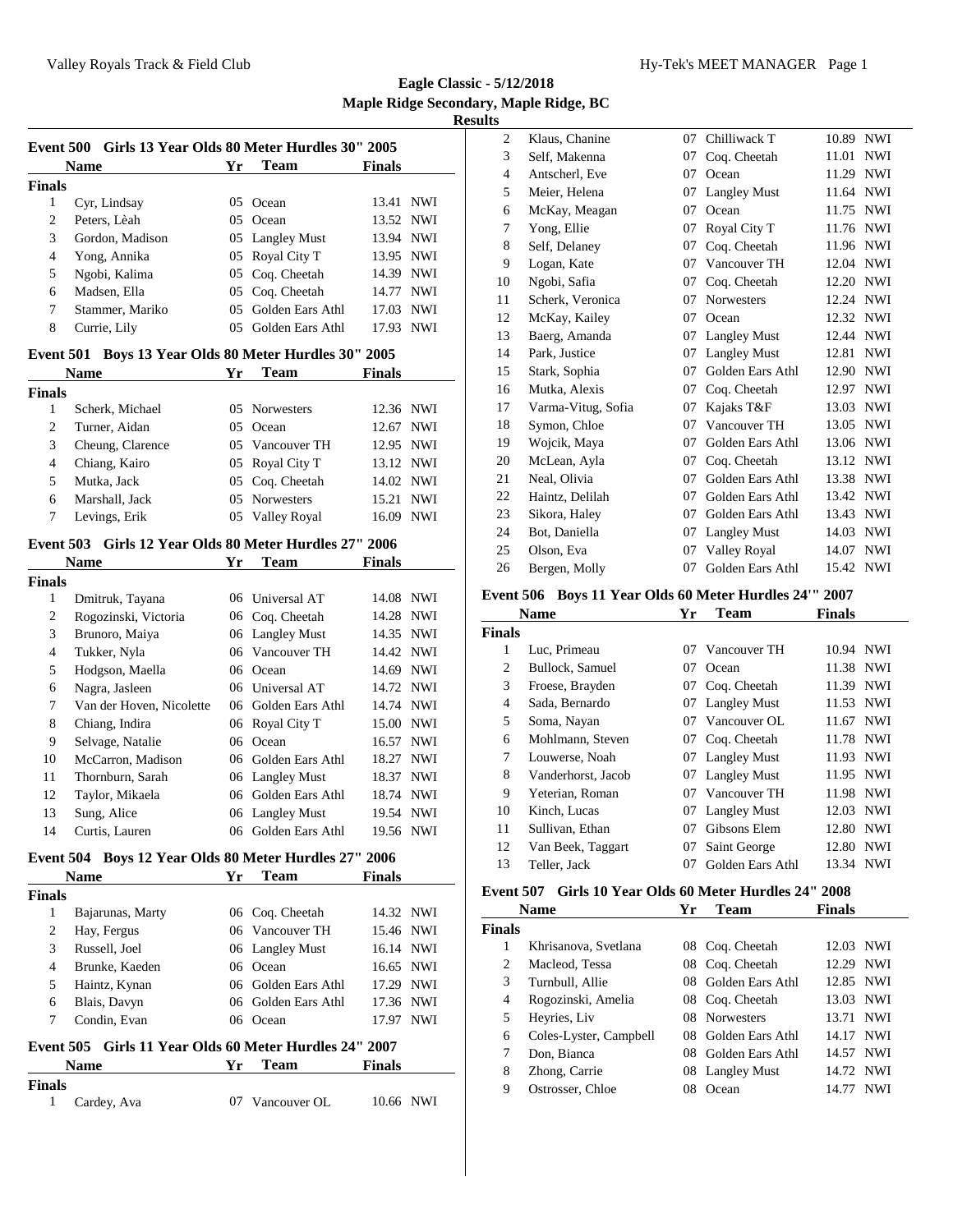# Eagle Classic - 5/12/2018
## Maple Ridge Secondary, Maple Ridge, BC
### Results

### Event 500 Girls 13 Year Olds 80 Meter Hurdles 30" 2005

| | Name | Yr | Team | Finals | |
|---|---|---|---|---|---|
| **Finals** | | | | | |
| 1 | Cyr, Lindsay | 05 | Ocean | 13.41 | NWI |
| 2 | Peters, Lèah | 05 | Ocean | 13.52 | NWI |
| 3 | Gordon, Madison | 05 | Langley Must | 13.94 | NWI |
| 4 | Yong, Annika | 05 | Royal City T | 13.95 | NWI |
| 5 | Ngobi, Kalima | 05 | Coq. Cheetah | 14.39 | NWI |
| 6 | Madsen, Ella | 05 | Coq. Cheetah | 14.77 | NWI |
| 7 | Stammer, Mariko | 05 | Golden Ears Athl | 17.03 | NWI |
| 8 | Currie, Lily | 05 | Golden Ears Athl | 17.93 | NWI |

### Event 501 Boys 13 Year Olds 80 Meter Hurdles 30" 2005

| | Name | Yr | Team | Finals | |
|---|---|---|---|---|---|
| **Finals** | | | | | |
| 1 | Scherk, Michael | 05 | Norwesters | 12.36 | NWI |
| 2 | Turner, Aidan | 05 | Ocean | 12.67 | NWI |
| 3 | Cheung, Clarence | 05 | Vancouver TH | 12.95 | NWI |
| 4 | Chiang, Kairo | 05 | Royal City T | 13.12 | NWI |
| 5 | Mutka, Jack | 05 | Coq. Cheetah | 14.02 | NWI |
| 6 | Marshall, Jack | 05 | Norwesters | 15.21 | NWI |
| 7 | Levings, Erik | 05 | Valley Royal | 16.09 | NWI |

### Event 503 Girls 12 Year Olds 80 Meter Hurdles 27" 2006

| | Name | Yr | Team | Finals | |
|---|---|---|---|---|---|
| **Finals** | | | | | |
| 1 | Dmitruk, Tayana | 06 | Universal AT | 14.08 | NWI |
| 2 | Rogozinski, Victoria | 06 | Coq. Cheetah | 14.28 | NWI |
| 3 | Brunoro, Maiya | 06 | Langley Must | 14.35 | NWI |
| 4 | Tukker, Nyla | 06 | Vancouver TH | 14.42 | NWI |
| 5 | Hodgson, Maella | 06 | Ocean | 14.69 | NWI |
| 6 | Nagra, Jasleen | 06 | Universal AT | 14.72 | NWI |
| 7 | Van der Hoven, Nicolette | 06 | Golden Ears Athl | 14.74 | NWI |
| 8 | Chiang, Indira | 06 | Royal City T | 15.00 | NWI |
| 9 | Selvage, Natalie | 06 | Ocean | 16.57 | NWI |
| 10 | McCarron, Madison | 06 | Golden Ears Athl | 18.27 | NWI |
| 11 | Thornburn, Sarah | 06 | Langley Must | 18.37 | NWI |
| 12 | Taylor, Mikaela | 06 | Golden Ears Athl | 18.74 | NWI |
| 13 | Sung, Alice | 06 | Langley Must | 19.54 | NWI |
| 14 | Curtis, Lauren | 06 | Golden Ears Athl | 19.56 | NWI |

### Event 504 Boys 12 Year Olds 80 Meter Hurdles 27" 2006

| | Name | Yr | Team | Finals | |
|---|---|---|---|---|---|
| **Finals** | | | | | |
| 1 | Bajarunas, Marty | 06 | Coq. Cheetah | 14.32 | NWI |
| 2 | Hay, Fergus | 06 | Vancouver TH | 15.46 | NWI |
| 3 | Russell, Joel | 06 | Langley Must | 16.14 | NWI |
| 4 | Brunke, Kaeden | 06 | Ocean | 16.65 | NWI |
| 5 | Haintz, Kynan | 06 | Golden Ears Athl | 17.29 | NWI |
| 6 | Blais, Davyn | 06 | Golden Ears Athl | 17.36 | NWI |
| 7 | Condin, Evan | 06 | Ocean | 17.97 | NWI |

### Event 505 Girls 11 Year Olds 60 Meter Hurdles 24" 2007

| | Name | Yr | Team | Finals | |
|---|---|---|---|---|---|
| **Finals** | | | | | |
| 1 | Cardey, Ava | 07 | Vancouver OL | 10.66 | NWI |
| 2 | Klaus, Chanine | 07 | Chilliwack T | 10.89 | NWI |
| 3 | Self, Makenna | 07 | Coq. Cheetah | 11.01 | NWI |
| 4 | Antscherl, Eve | 07 | Ocean | 11.29 | NWI |
| 5 | Meier, Helena | 07 | Langley Must | 11.64 | NWI |
| 6 | McKay, Meagan | 07 | Ocean | 11.75 | NWI |
| 7 | Yong, Ellie | 07 | Royal City T | 11.76 | NWI |
| 8 | Self, Delaney | 07 | Coq. Cheetah | 11.96 | NWI |
| 9 | Logan, Kate | 07 | Vancouver TH | 12.04 | NWI |
| 10 | Ngobi, Safia | 07 | Coq. Cheetah | 12.20 | NWI |
| 11 | Scherk, Veronica | 07 | Norwesters | 12.24 | NWI |
| 12 | McKay, Kailey | 07 | Ocean | 12.32 | NWI |
| 13 | Baerg, Amanda | 07 | Langley Must | 12.44 | NWI |
| 14 | Park, Justice | 07 | Langley Must | 12.81 | NWI |
| 15 | Stark, Sophia | 07 | Golden Ears Athl | 12.90 | NWI |
| 16 | Mutka, Alexis | 07 | Coq. Cheetah | 12.97 | NWI |
| 17 | Varma-Vitug, Sofia | 07 | Kajaks T&F | 13.03 | NWI |
| 18 | Symon, Chloe | 07 | Vancouver TH | 13.05 | NWI |
| 19 | Wojcik, Maya | 07 | Golden Ears Athl | 13.06 | NWI |
| 20 | McLean, Ayla | 07 | Coq. Cheetah | 13.12 | NWI |
| 21 | Neal, Olivia | 07 | Golden Ears Athl | 13.38 | NWI |
| 22 | Haintz, Delilah | 07 | Golden Ears Athl | 13.42 | NWI |
| 23 | Sikora, Haley | 07 | Golden Ears Athl | 13.43 | NWI |
| 24 | Bot, Daniella | 07 | Langley Must | 14.03 | NWI |
| 25 | Olson, Eva | 07 | Valley Royal | 14.07 | NWI |
| 26 | Bergen, Molly | 07 | Golden Ears Athl | 15.42 | NWI |

### Event 506 Boys 11 Year Olds 60 Meter Hurdles 24'" 2007

| | Name | Yr | Team | Finals | |
|---|---|---|---|---|---|
| **Finals** | | | | | |
| 1 | Luc, Primeau | 07 | Vancouver TH | 10.94 | NWI |
| 2 | Bullock, Samuel | 07 | Ocean | 11.38 | NWI |
| 3 | Froese, Brayden | 07 | Coq. Cheetah | 11.39 | NWI |
| 4 | Sada, Bernardo | 07 | Langley Must | 11.53 | NWI |
| 5 | Soma, Nayan | 07 | Vancouver OL | 11.67 | NWI |
| 6 | Mohlmann, Steven | 07 | Coq. Cheetah | 11.78 | NWI |
| 7 | Louwerse, Noah | 07 | Langley Must | 11.93 | NWI |
| 8 | Vanderhorst, Jacob | 07 | Langley Must | 11.95 | NWI |
| 9 | Yeterian, Roman | 07 | Vancouver TH | 11.98 | NWI |
| 10 | Kinch, Lucas | 07 | Langley Must | 12.03 | NWI |
| 11 | Sullivan, Ethan | 07 | Gibsons Elem | 12.80 | NWI |
| 12 | Van Beek, Taggart | 07 | Saint George | 12.80 | NWI |
| 13 | Teller, Jack | 07 | Golden Ears Athl | 13.34 | NWI |

### Event 507 Girls 10 Year Olds 60 Meter Hurdles 24" 2008

| | Name | Yr | Team | Finals | |
|---|---|---|---|---|---|
| **Finals** | | | | | |
| 1 | Khrisanova, Svetlana | 08 | Coq. Cheetah | 12.03 | NWI |
| 2 | Macleod, Tessa | 08 | Coq. Cheetah | 12.29 | NWI |
| 3 | Turnbull, Allie | 08 | Golden Ears Athl | 12.85 | NWI |
| 4 | Rogozinski, Amelia | 08 | Coq. Cheetah | 13.03 | NWI |
| 5 | Heyries, Liv | 08 | Norwesters | 13.71 | NWI |
| 6 | Coles-Lyster, Campbell | 08 | Golden Ears Athl | 14.17 | NWI |
| 7 | Don, Bianca | 08 | Golden Ears Athl | 14.57 | NWI |
| 8 | Zhong, Carrie | 08 | Langley Must | 14.72 | NWI |
| 9 | Ostrosser, Chloe | 08 | Ocean | 14.77 | NWI |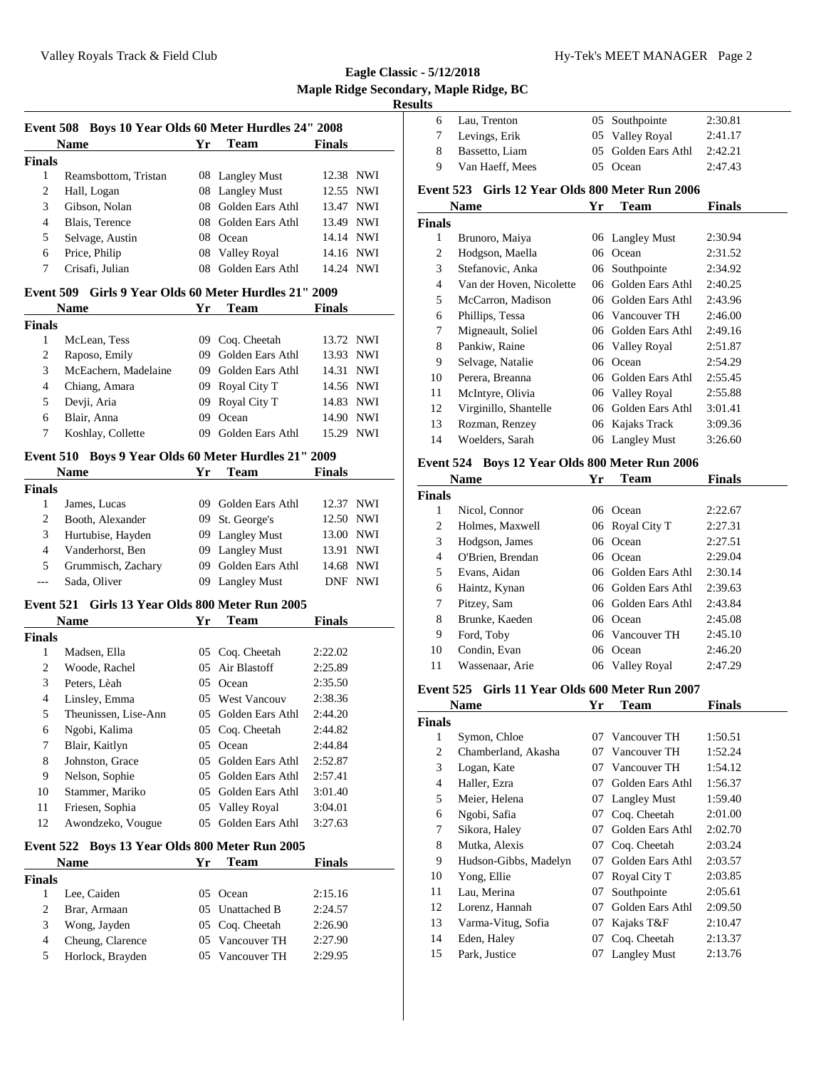## Eagle Classic - 5/12/2018
## Maple Ridge Secondary, Maple Ridge, BC
### Results

### Event 508 Boys 10 Year Olds 60 Meter Hurdles 24" 2008

| | Name | Yr | Team | Finals | |
|---|---|---|---|---|---|
| **Finals** | | | | | |
| 1 | Reamsbottom, Tristan | 08 | Langley Must | 12.38 | NWI |
| 2 | Hall, Logan | 08 | Langley Must | 12.55 | NWI |
| 3 | Gibson, Nolan | 08 | Golden Ears Athl | 13.47 | NWI |
| 4 | Blais, Terence | 08 | Golden Ears Athl | 13.49 | NWI |
| 5 | Selvage, Austin | 08 | Ocean | 14.14 | NWI |
| 6 | Price, Philip | 08 | Valley Royal | 14.16 | NWI |
| 7 | Crisafi, Julian | 08 | Golden Ears Athl | 14.24 | NWI |

### Event 509 Girls 9 Year Olds 60 Meter Hurdles 21" 2009

| | Name | Yr | Team | Finals | |
|---|---|---|---|---|---|
| **Finals** | | | | | |
| 1 | McLean, Tess | 09 | Coq. Cheetah | 13.72 | NWI |
| 2 | Raposo, Emily | 09 | Golden Ears Athl | 13.93 | NWI |
| 3 | McEachern, Madelaine | 09 | Golden Ears Athl | 14.31 | NWI |
| 4 | Chiang, Amara | 09 | Royal City T | 14.56 | NWI |
| 5 | Devji, Aria | 09 | Royal City T | 14.83 | NWI |
| 6 | Blair, Anna | 09 | Ocean | 14.90 | NWI |
| 7 | Koshlay, Collette | 09 | Golden Ears Athl | 15.29 | NWI |

### Event 510 Boys 9 Year Olds 60 Meter Hurdles 21" 2009

| | Name | Yr | Team | Finals | |
|---|---|---|---|---|---|
| **Finals** | | | | | |
| 1 | James, Lucas | 09 | Golden Ears Athl | 12.37 | NWI |
| 2 | Booth, Alexander | 09 | St. George's | 12.50 | NWI |
| 3 | Hurtubise, Hayden | 09 | Langley Must | 13.00 | NWI |
| 4 | Vanderhorst, Ben | 09 | Langley Must | 13.91 | NWI |
| 5 | Grummisch, Zachary | 09 | Golden Ears Athl | 14.68 | NWI |
| --- | Sada, Oliver | 09 | Langley Must | DNF | NWI |

### Event 521 Girls 13 Year Olds 800 Meter Run 2005

| | Name | Yr | Team | Finals |
|---|---|---|---|---|
| **Finals** | | | | |
| 1 | Madsen, Ella | 05 | Coq. Cheetah | 2:22.02 |
| 2 | Woode, Rachel | 05 | Air Blastoff | 2:25.89 |
| 3 | Peters, Lèah | 05 | Ocean | 2:35.50 |
| 4 | Linsley, Emma | 05 | West Vancouv | 2:38.36 |
| 5 | Theunissen, Lise-Ann | 05 | Golden Ears Athl | 2:44.20 |
| 6 | Ngobi, Kalima | 05 | Coq. Cheetah | 2:44.82 |
| 7 | Blair, Kaitlyn | 05 | Ocean | 2:44.84 |
| 8 | Johnston, Grace | 05 | Golden Ears Athl | 2:52.87 |
| 9 | Nelson, Sophie | 05 | Golden Ears Athl | 2:57.41 |
| 10 | Stammer, Mariko | 05 | Golden Ears Athl | 3:01.40 |
| 11 | Friesen, Sophia | 05 | Valley Royal | 3:04.01 |
| 12 | Awondzeko, Vougue | 05 | Golden Ears Athl | 3:27.63 |

### Event 522 Boys 13 Year Olds 800 Meter Run 2005

| | Name | Yr | Team | Finals |
|---|---|---|---|---|
| **Finals** | | | | |
| 1 | Lee, Caiden | 05 | Ocean | 2:15.16 |
| 2 | Brar, Armaan | 05 | Unattached B | 2:24.57 |
| 3 | Wong, Jayden | 05 | Coq. Cheetah | 2:26.90 |
| 4 | Cheung, Clarence | 05 | Vancouver TH | 2:27.90 |
| 5 | Horlock, Brayden | 05 | Vancouver TH | 2:29.95 |
| 6 | Lau, Trenton | 05 | Southpointe | 2:30.81 |
| 7 | Levings, Erik | 05 | Valley Royal | 2:41.17 |
| 8 | Bassetto, Liam | 05 | Golden Ears Athl | 2:42.21 |
| 9 | Van Haeff, Mees | 05 | Ocean | 2:47.43 |

### Event 523 Girls 12 Year Olds 800 Meter Run 2006

| | Name | Yr | Team | Finals |
|---|---|---|---|---|
| **Finals** | | | | |
| 1 | Brunoro, Maiya | 06 | Langley Must | 2:30.94 |
| 2 | Hodgson, Maella | 06 | Ocean | 2:31.52 |
| 3 | Stefanovic, Anka | 06 | Southpointe | 2:34.92 |
| 4 | Van der Hoven, Nicolette | 06 | Golden Ears Athl | 2:40.25 |
| 5 | McCarron, Madison | 06 | Golden Ears Athl | 2:43.96 |
| 6 | Phillips, Tessa | 06 | Vancouver TH | 2:46.00 |
| 7 | Migneault, Soliel | 06 | Golden Ears Athl | 2:49.16 |
| 8 | Pankiw, Raine | 06 | Valley Royal | 2:51.87 |
| 9 | Selvage, Natalie | 06 | Ocean | 2:54.29 |
| 10 | Perera, Breanna | 06 | Golden Ears Athl | 2:55.45 |
| 11 | McIntyre, Olivia | 06 | Valley Royal | 2:55.88 |
| 12 | Virginillo, Shantelle | 06 | Golden Ears Athl | 3:01.41 |
| 13 | Rozman, Renzey | 06 | Kajaks Track | 3:09.36 |
| 14 | Woelders, Sarah | 06 | Langley Must | 3:26.60 |

### Event 524 Boys 12 Year Olds 800 Meter Run 2006

| | Name | Yr | Team | Finals |
|---|---|---|---|---|
| **Finals** | | | | |
| 1 | Nicol, Connor | 06 | Ocean | 2:22.67 |
| 2 | Holmes, Maxwell | 06 | Royal City T | 2:27.31 |
| 3 | Hodgson, James | 06 | Ocean | 2:27.51 |
| 4 | O'Brien, Brendan | 06 | Ocean | 2:29.04 |
| 5 | Evans, Aidan | 06 | Golden Ears Athl | 2:30.14 |
| 6 | Haintz, Kynan | 06 | Golden Ears Athl | 2:39.63 |
| 7 | Pitzey, Sam | 06 | Golden Ears Athl | 2:43.84 |
| 8 | Brunke, Kaeden | 06 | Ocean | 2:45.08 |
| 9 | Ford, Toby | 06 | Vancouver TH | 2:45.10 |
| 10 | Condin, Evan | 06 | Ocean | 2:46.20 |
| 11 | Wassenaar, Arie | 06 | Valley Royal | 2:47.29 |

### Event 525 Girls 11 Year Olds 600 Meter Run 2007

| | Name | Yr | Team | Finals |
|---|---|---|---|---|
| **Finals** | | | | |
| 1 | Symon, Chloe | 07 | Vancouver TH | 1:50.51 |
| 2 | Chamberland, Akasha | 07 | Vancouver TH | 1:52.24 |
| 3 | Logan, Kate | 07 | Vancouver TH | 1:54.12 |
| 4 | Haller, Ezra | 07 | Golden Ears Athl | 1:56.37 |
| 5 | Meier, Helena | 07 | Langley Must | 1:59.40 |
| 6 | Ngobi, Safia | 07 | Coq. Cheetah | 2:01.00 |
| 7 | Sikora, Haley | 07 | Golden Ears Athl | 2:02.70 |
| 8 | Mutka, Alexis | 07 | Coq. Cheetah | 2:03.24 |
| 9 | Hudson-Gibbs, Madelyn | 07 | Golden Ears Athl | 2:03.57 |
| 10 | Yong, Ellie | 07 | Royal City T | 2:03.85 |
| 11 | Lau, Merina | 07 | Southpointe | 2:05.61 |
| 12 | Lorenz, Hannah | 07 | Golden Ears Athl | 2:09.50 |
| 13 | Varma-Vitug, Sofia | 07 | Kajaks T&F | 2:10.47 |
| 14 | Eden, Haley | 07 | Coq. Cheetah | 2:13.37 |
| 15 | Park, Justice | 07 | Langley Must | 2:13.76 |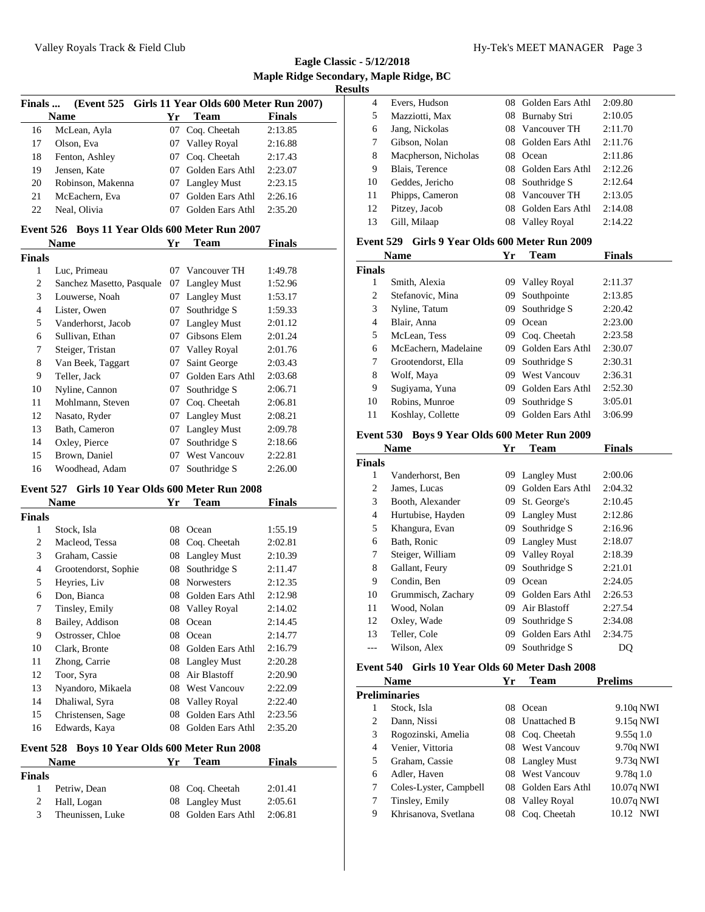**Eagle Classic - 5/12/2018**
**Maple Ridge Secondary, Maple Ridge, BC**
**Results**

### Finals ... (Event 525 Girls 11 Year Olds 600 Meter Run 2007)

| | Name | Yr | Team | Finals |
|---|---|---|---|---|
| 16 | McLean, Ayla | 07 | Coq. Cheetah | 2:13.85 |
| 17 | Olson, Eva | 07 | Valley Royal | 2:16.88 |
| 18 | Fenton, Ashley | 07 | Coq. Cheetah | 2:17.43 |
| 19 | Jensen, Kate | 07 | Golden Ears Athl | 2:23.07 |
| 20 | Robinson, Makenna | 07 | Langley Must | 2:23.15 |
| 21 | McEachern, Eva | 07 | Golden Ears Athl | 2:26.16 |
| 22 | Neal, Olivia | 07 | Golden Ears Athl | 2:35.20 |

### Event 526 Boys 11 Year Olds 600 Meter Run 2007

| | Name | Yr | Team | Finals |
|---|---|---|---|---|
| **Finals** | | | | |
| 1 | Luc, Primeau | 07 | Vancouver TH | 1:49.78 |
| 2 | Sanchez Masetto, Pasquale | 07 | Langley Must | 1:52.96 |
| 3 | Louwerse, Noah | 07 | Langley Must | 1:53.17 |
| 4 | Lister, Owen | 07 | Southridge S | 1:59.33 |
| 5 | Vanderhorst, Jacob | 07 | Langley Must | 2:01.12 |
| 6 | Sullivan, Ethan | 07 | Gibsons Elem | 2:01.24 |
| 7 | Steiger, Tristan | 07 | Valley Royal | 2:01.76 |
| 8 | Van Beek, Taggart | 07 | Saint George | 2:03.43 |
| 9 | Teller, Jack | 07 | Golden Ears Athl | 2:03.68 |
| 10 | Nyline, Cannon | 07 | Southridge S | 2:06.71 |
| 11 | Mohlmann, Steven | 07 | Coq. Cheetah | 2:06.81 |
| 12 | Nasato, Ryder | 07 | Langley Must | 2:08.21 |
| 13 | Bath, Cameron | 07 | Langley Must | 2:09.78 |
| 14 | Oxley, Pierce | 07 | Southridge S | 2:18.66 |
| 15 | Brown, Daniel | 07 | West Vancouv | 2:22.81 |
| 16 | Woodhead, Adam | 07 | Southridge S | 2:26.00 |

### Event 527 Girls 10 Year Olds 600 Meter Run 2008

| | Name | Yr | Team | Finals |
|---|---|---|---|---|
| **Finals** | | | | |
| 1 | Stock, Isla | 08 | Ocean | 1:55.19 |
| 2 | Macleod, Tessa | 08 | Coq. Cheetah | 2:02.81 |
| 3 | Graham, Cassie | 08 | Langley Must | 2:10.39 |
| 4 | Grootendorst, Sophie | 08 | Southridge S | 2:11.47 |
| 5 | Heyries, Liv | 08 | Norwesters | 2:12.35 |
| 6 | Don, Bianca | 08 | Golden Ears Athl | 2:12.98 |
| 7 | Tinsley, Emily | 08 | Valley Royal | 2:14.02 |
| 8 | Bailey, Addison | 08 | Ocean | 2:14.45 |
| 9 | Ostrosser, Chloe | 08 | Ocean | 2:14.77 |
| 10 | Clark, Bronte | 08 | Golden Ears Athl | 2:16.79 |
| 11 | Zhong, Carrie | 08 | Langley Must | 2:20.28 |
| 12 | Toor, Syra | 08 | Air Blastoff | 2:20.90 |
| 13 | Nyandoro, Mikaela | 08 | West Vancouv | 2:22.09 |
| 14 | Dhaliwal, Syra | 08 | Valley Royal | 2:22.40 |
| 15 | Christensen, Sage | 08 | Golden Ears Athl | 2:23.56 |
| 16 | Edwards, Kaya | 08 | Golden Ears Athl | 2:35.20 |

### Event 528 Boys 10 Year Olds 600 Meter Run 2008

| | Name | Yr | Team | Finals |
|---|---|---|---|---|
| **Finals** | | | | |
| 1 | Petriw, Dean | 08 | Coq. Cheetah | 2:01.41 |
| 2 | Hall, Logan | 08 | Langley Must | 2:05.61 |
| 3 | Theunissen, Luke | 08 | Golden Ears Athl | 2:06.81 |
| 4 | Evers, Hudson | 08 | Golden Ears Athl | 2:09.80 |
| 5 | Mazziotti, Max | 08 | Burnaby Stri | 2:10.05 |
| 6 | Jang, Nickolas | 08 | Vancouver TH | 2:11.70 |
| 7 | Gibson, Nolan | 08 | Golden Ears Athl | 2:11.76 |
| 8 | Macpherson, Nicholas | 08 | Ocean | 2:11.86 |
| 9 | Blais, Terence | 08 | Golden Ears Athl | 2:12.26 |
| 10 | Geddes, Jericho | 08 | Southridge S | 2:12.64 |
| 11 | Phipps, Cameron | 08 | Vancouver TH | 2:13.05 |
| 12 | Pitzey, Jacob | 08 | Golden Ears Athl | 2:14.08 |
| 13 | Gill, Milaap | 08 | Valley Royal | 2:14.22 |

### Event 529 Girls 9 Year Olds 600 Meter Run 2009

| | Name | Yr | Team | Finals |
|---|---|---|---|---|
| **Finals** | | | | |
| 1 | Smith, Alexia | 09 | Valley Royal | 2:11.37 |
| 2 | Stefanovic, Mina | 09 | Southpointe | 2:13.85 |
| 3 | Nyline, Tatum | 09 | Southridge S | 2:20.42 |
| 4 | Blair, Anna | 09 | Ocean | 2:23.00 |
| 5 | McLean, Tess | 09 | Coq. Cheetah | 2:23.58 |
| 6 | McEachern, Madelaine | 09 | Golden Ears Athl | 2:30.07 |
| 7 | Grootendorst, Ella | 09 | Southridge S | 2:30.31 |
| 8 | Wolf, Maya | 09 | West Vancouv | 2:36.31 |
| 9 | Sugiyama, Yuna | 09 | Golden Ears Athl | 2:52.30 |
| 10 | Robins, Munroe | 09 | Southridge S | 3:05.01 |
| 11 | Koshlay, Collette | 09 | Golden Ears Athl | 3:06.99 |

### Event 530 Boys 9 Year Olds 600 Meter Run 2009

| | Name | Yr | Team | Finals |
|---|---|---|---|---|
| **Finals** | | | | |
| 1 | Vanderhorst, Ben | 09 | Langley Must | 2:00.06 |
| 2 | James, Lucas | 09 | Golden Ears Athl | 2:04.32 |
| 3 | Booth, Alexander | 09 | St. George's | 2:10.45 |
| 4 | Hurtubise, Hayden | 09 | Langley Must | 2:12.86 |
| 5 | Khangura, Evan | 09 | Southridge S | 2:16.96 |
| 6 | Bath, Ronic | 09 | Langley Must | 2:18.07 |
| 7 | Steiger, William | 09 | Valley Royal | 2:18.39 |
| 8 | Gallant, Feury | 09 | Southridge S | 2:21.01 |
| 9 | Condin, Ben | 09 | Ocean | 2:24.05 |
| 10 | Grummisch, Zachary | 09 | Golden Ears Athl | 2:26.53 |
| 11 | Wood, Nolan | 09 | Air Blastoff | 2:27.54 |
| 12 | Oxley, Wade | 09 | Southridge S | 2:34.08 |
| 13 | Teller, Cole | 09 | Golden Ears Athl | 2:34.75 |
| --- | Wilson, Alex | 09 | Southridge S | DQ |

### Event 540 Girls 10 Year Olds 60 Meter Dash 2008

| | Name | Yr | Team | Prelims | |
|---|---|---|---|---|---|
| **Preliminaries** | | | | | |
| 1 | Stock, Isla | 08 | Ocean | 9.10q | NWI |
| 2 | Dann, Nissi | 08 | Unattached B | 9.15q | NWI |
| 3 | Rogozinski, Amelia | 08 | Coq. Cheetah | 9.55q | 1.0 |
| 4 | Venier, Vittoria | 08 | West Vancouv | 9.70q | NWI |
| 5 | Graham, Cassie | 08 | Langley Must | 9.73q | NWI |
| 6 | Adler, Haven | 08 | West Vancouv | 9.78q | 1.0 |
| 7 | Coles-Lyster, Campbell | 08 | Golden Ears Athl | 10.07q | NWI |
| 7 | Tinsley, Emily | 08 | Valley Royal | 10.07q | NWI |
| 9 | Khrisanova, Svetlana | 08 | Coq. Cheetah | 10.12 | NWI |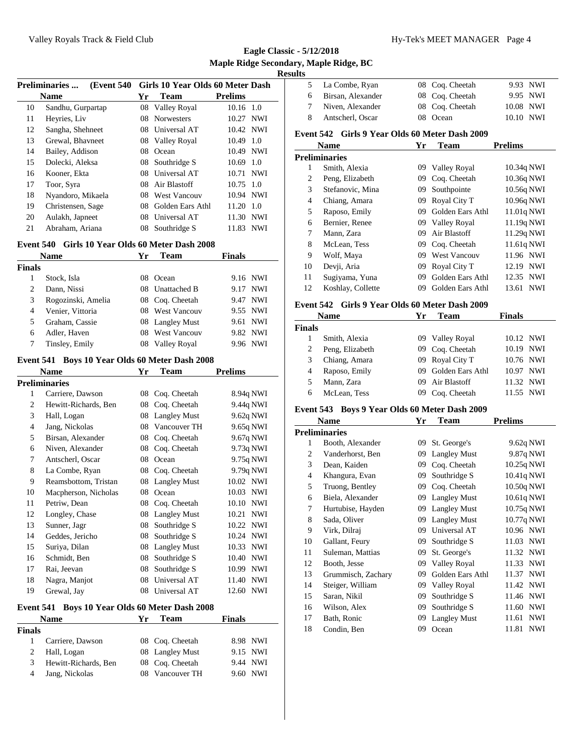**Eagle Classic - 5/12/2018**
**Maple Ridge Secondary, Maple Ridge, BC**
**Results**

### Preliminaries ... (Event 540 Girls 10 Year Olds 60 Meter Dash

| | Name | Yr | Team | Prelims | |
|---|---|---|---|---|---|
| 10 | Sandhu, Gurpartap | 08 | Valley Royal | 10.16 | 1.0 |
| 11 | Heyries, Liv | 08 | Norwesters | 10.27 | NWI |
| 12 | Sangha, Shehneet | 08 | Universal AT | 10.42 | NWI |
| 13 | Grewal, Bhavneet | 08 | Valley Royal | 10.49 | 1.0 |
| 14 | Bailey, Addison | 08 | Ocean | 10.49 | NWI |
| 15 | Dolecki, Aleksa | 08 | Southridge S | 10.69 | 1.0 |
| 16 | Kooner, Ekta | 08 | Universal AT | 10.71 | NWI |
| 17 | Toor, Syra | 08 | Air Blastoff | 10.75 | 1.0 |
| 18 | Nyandoro, Mikaela | 08 | West Vancouv | 10.94 | NWI |
| 19 | Christensen, Sage | 08 | Golden Ears Athl | 11.20 | 1.0 |
| 20 | Aulakh, Japneet | 08 | Universal AT | 11.30 | NWI |
| 21 | Abraham, Ariana | 08 | Southridge S | 11.83 | NWI |

### Event 540 Girls 10 Year Olds 60 Meter Dash 2008

| | Name | Yr | Team | Finals | |
|---|---|---|---|---|---|
| **Finals** | | | | | |
| 1 | Stock, Isla | 08 | Ocean | 9.16 | NWI |
| 2 | Dann, Nissi | 08 | Unattached B | 9.17 | NWI |
| 3 | Rogozinski, Amelia | 08 | Coq. Cheetah | 9.47 | NWI |
| 4 | Venier, Vittoria | 08 | West Vancouv | 9.55 | NWI |
| 5 | Graham, Cassie | 08 | Langley Must | 9.61 | NWI |
| 6 | Adler, Haven | 08 | West Vancouv | 9.82 | NWI |
| 7 | Tinsley, Emily | 08 | Valley Royal | 9.96 | NWI |

### Event 541 Boys 10 Year Olds 60 Meter Dash 2008

| | Name | Yr | Team | Prelims | |
|---|---|---|---|---|---|
| **Preliminaries** | | | | | |
| 1 | Carriere, Dawson | 08 | Coq. Cheetah | 8.94q | NWI |
| 2 | Hewitt-Richards, Ben | 08 | Coq. Cheetah | 9.44q | NWI |
| 3 | Hall, Logan | 08 | Langley Must | 9.62q | NWI |
| 4 | Jang, Nickolas | 08 | Vancouver TH | 9.65q | NWI |
| 5 | Birsan, Alexander | 08 | Coq. Cheetah | 9.67q | NWI |
| 6 | Niven, Alexander | 08 | Coq. Cheetah | 9.73q | NWI |
| 7 | Antscherl, Oscar | 08 | Ocean | 9.75q | NWI |
| 8 | La Combe, Ryan | 08 | Coq. Cheetah | 9.79q | NWI |
| 9 | Reamsbottom, Tristan | 08 | Langley Must | 10.02 | NWI |
| 10 | Macpherson, Nicholas | 08 | Ocean | 10.03 | NWI |
| 11 | Petriw, Dean | 08 | Coq. Cheetah | 10.10 | NWI |
| 12 | Longley, Chase | 08 | Langley Must | 10.21 | NWI |
| 13 | Sunner, Jagr | 08 | Southridge S | 10.22 | NWI |
| 14 | Geddes, Jericho | 08 | Southridge S | 10.24 | NWI |
| 15 | Suriya, Dilan | 08 | Langley Must | 10.33 | NWI |
| 16 | Schmidt, Ben | 08 | Southridge S | 10.40 | NWI |
| 17 | Rai, Jeevan | 08 | Southridge S | 10.99 | NWI |
| 18 | Nagra, Manjot | 08 | Universal AT | 11.40 | NWI |
| 19 | Grewal, Jay | 08 | Universal AT | 12.60 | NWI |

### Event 541 Boys 10 Year Olds 60 Meter Dash 2008

| | Name | Yr | Team | Finals | |
|---|---|---|---|---|---|
| **Finals** | | | | | |
| 1 | Carriere, Dawson | 08 | Coq. Cheetah | 8.98 | NWI |
| 2 | Hall, Logan | 08 | Langley Must | 9.15 | NWI |
| 3 | Hewitt-Richards, Ben | 08 | Coq. Cheetah | 9.44 | NWI |
| 4 | Jang, Nickolas | 08 | Vancouver TH | 9.60 | NWI |
| 5 | La Combe, Ryan | 08 | Coq. Cheetah | 9.93 | NWI |
| 6 | Birsan, Alexander | 08 | Coq. Cheetah | 9.95 | NWI |
| 7 | Niven, Alexander | 08 | Coq. Cheetah | 10.08 | NWI |
| 8 | Antscherl, Oscar | 08 | Ocean | 10.10 | NWI |

### Event 542 Girls 9 Year Olds 60 Meter Dash 2009

| | Name | Yr | Team | Prelims | |
|---|---|---|---|---|---|
| **Preliminaries** | | | | | |
| 1 | Smith, Alexia | 09 | Valley Royal | 10.34q | NWI |
| 2 | Peng, Elizabeth | 09 | Coq. Cheetah | 10.36q | NWI |
| 3 | Stefanovic, Mina | 09 | Southpointe | 10.56q | NWI |
| 4 | Chiang, Amara | 09 | Royal City T | 10.96q | NWI |
| 5 | Raposo, Emily | 09 | Golden Ears Athl | 11.01q | NWI |
| 6 | Bernier, Renee | 09 | Valley Royal | 11.19q | NWI |
| 7 | Mann, Zara | 09 | Air Blastoff | 11.29q | NWI |
| 8 | McLean, Tess | 09 | Coq. Cheetah | 11.61q | NWI |
| 9 | Wolf, Maya | 09 | West Vancouv | 11.96 | NWI |
| 10 | Devji, Aria | 09 | Royal City T | 12.19 | NWI |
| 11 | Sugiyama, Yuna | 09 | Golden Ears Athl | 12.35 | NWI |
| 12 | Koshlay, Collette | 09 | Golden Ears Athl | 13.61 | NWI |

### Event 542 Girls 9 Year Olds 60 Meter Dash 2009

| | Name | Yr | Team | Finals | |
|---|---|---|---|---|---|
| **Finals** | | | | | |
| 1 | Smith, Alexia | 09 | Valley Royal | 10.12 | NWI |
| 2 | Peng, Elizabeth | 09 | Coq. Cheetah | 10.19 | NWI |
| 3 | Chiang, Amara | 09 | Royal City T | 10.76 | NWI |
| 4 | Raposo, Emily | 09 | Golden Ears Athl | 10.97 | NWI |
| 5 | Mann, Zara | 09 | Air Blastoff | 11.32 | NWI |
| 6 | McLean, Tess | 09 | Coq. Cheetah | 11.55 | NWI |

### Event 543 Boys 9 Year Olds 60 Meter Dash 2009

| | Name | Yr | Team | Prelims | |
|---|---|---|---|---|---|
| **Preliminaries** | | | | | |
| 1 | Booth, Alexander | 09 | St. George's | 9.62q | NWI |
| 2 | Vanderhorst, Ben | 09 | Langley Must | 9.87q | NWI |
| 3 | Dean, Kaiden | 09 | Coq. Cheetah | 10.25q | NWI |
| 4 | Khangura, Evan | 09 | Southridge S | 10.41q | NWI |
| 5 | Truong, Bentley | 09 | Coq. Cheetah | 10.50q | NWI |
| 6 | Biela, Alexander | 09 | Langley Must | 10.61q | NWI |
| 7 | Hurtubise, Hayden | 09 | Langley Must | 10.75q | NWI |
| 8 | Sada, Oliver | 09 | Langley Must | 10.77q | NWI |
| 9 | Virk, Dilraj | 09 | Universal AT | 10.96 | NWI |
| 10 | Gallant, Feury | 09 | Southridge S | 11.03 | NWI |
| 11 | Suleman, Mattias | 09 | St. George's | 11.32 | NWI |
| 12 | Booth, Jesse | 09 | Valley Royal | 11.33 | NWI |
| 13 | Grummisch, Zachary | 09 | Golden Ears Athl | 11.37 | NWI |
| 14 | Steiger, William | 09 | Valley Royal | 11.42 | NWI |
| 15 | Saran, Nikil | 09 | Southridge S | 11.46 | NWI |
| 16 | Wilson, Alex | 09 | Southridge S | 11.60 | NWI |
| 17 | Bath, Ronic | 09 | Langley Must | 11.61 | NWI |
| 18 | Condin, Ben | 09 | Ocean | 11.81 | NWI |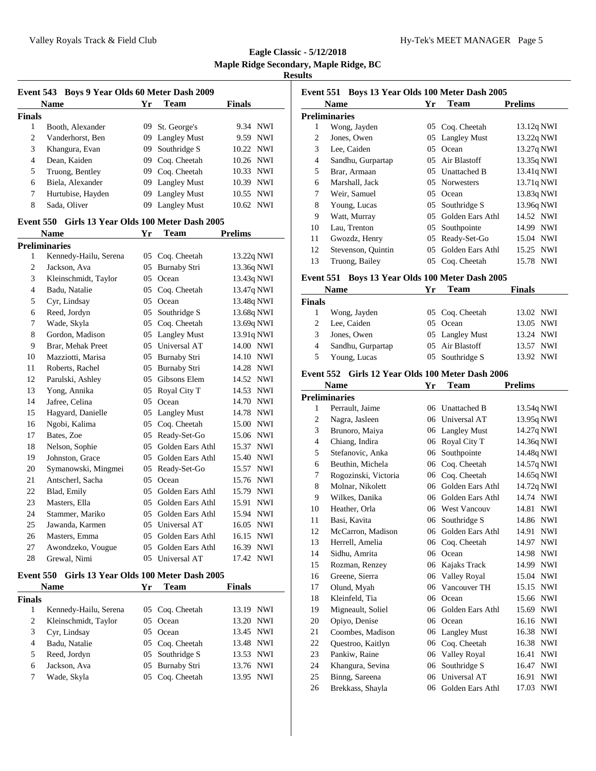**Eagle Classic - 5/12/2018**
**Maple Ridge Secondary, Maple Ridge, BC**
**Results**

### Event 543 Boys 9 Year Olds 60 Meter Dash 2009

| | Name | Yr | Team | Finals | |
|---|---|---|---|---|---|
| **Finals** | | | | | |
| 1 | Booth, Alexander | 09 | St. George's | 9.34 | NWI |
| 2 | Vanderhorst, Ben | 09 | Langley Must | 9.59 | NWI |
| 3 | Khangura, Evan | 09 | Southridge S | 10.22 | NWI |
| 4 | Dean, Kaiden | 09 | Coq. Cheetah | 10.26 | NWI |
| 5 | Truong, Bentley | 09 | Coq. Cheetah | 10.33 | NWI |
| 6 | Biela, Alexander | 09 | Langley Must | 10.39 | NWI |
| 7 | Hurtubise, Hayden | 09 | Langley Must | 10.55 | NWI |
| 8 | Sada, Oliver | 09 | Langley Must | 10.62 | NWI |

### Event 550 Girls 13 Year Olds 100 Meter Dash 2005

| | Name | Yr | Team | Prelims | |
|---|---|---|---|---|---|
| **Preliminaries** | | | | | |
| 1 | Kennedy-Hailu, Serena | 05 | Coq. Cheetah | 13.22q | NWI |
| 2 | Jackson, Ava | 05 | Burnaby Stri | 13.36q | NWI |
| 3 | Kleinschmidt, Taylor | 05 | Ocean | 13.43q | NWI |
| 4 | Badu, Natalie | 05 | Coq. Cheetah | 13.47q | NWI |
| 5 | Cyr, Lindsay | 05 | Ocean | 13.48q | NWI |
| 6 | Reed, Jordyn | 05 | Southridge S | 13.68q | NWI |
| 7 | Wade, Skyla | 05 | Coq. Cheetah | 13.69q | NWI |
| 8 | Gordon, Madison | 05 | Langley Must | 13.91q | NWI |
| 9 | Brar, Mehak Preet | 05 | Universal AT | 14.00 | NWI |
| 10 | Mazziotti, Marisa | 05 | Burnaby Stri | 14.10 | NWI |
| 11 | Roberts, Rachel | 05 | Burnaby Stri | 14.28 | NWI |
| 12 | Parulski, Ashley | 05 | Gibsons Elem | 14.52 | NWI |
| 13 | Yong, Annika | 05 | Royal City T | 14.53 | NWI |
| 14 | Jafree, Celina | 05 | Ocean | 14.70 | NWI |
| 15 | Hagyard, Danielle | 05 | Langley Must | 14.78 | NWI |
| 16 | Ngobi, Kalima | 05 | Coq. Cheetah | 15.00 | NWI |
| 17 | Bates, Zoe | 05 | Ready-Set-Go | 15.06 | NWI |
| 18 | Nelson, Sophie | 05 | Golden Ears Athl | 15.37 | NWI |
| 19 | Johnston, Grace | 05 | Golden Ears Athl | 15.40 | NWI |
| 20 | Symanowski, Mingmei | 05 | Ready-Set-Go | 15.57 | NWI |
| 21 | Antscherl, Sacha | 05 | Ocean | 15.76 | NWI |
| 22 | Blad, Emily | 05 | Golden Ears Athl | 15.79 | NWI |
| 23 | Masters, Ella | 05 | Golden Ears Athl | 15.91 | NWI |
| 24 | Stammer, Mariko | 05 | Golden Ears Athl | 15.94 | NWI |
| 25 | Jawanda, Karmen | 05 | Universal AT | 16.05 | NWI |
| 26 | Masters, Emma | 05 | Golden Ears Athl | 16.15 | NWI |
| 27 | Awondzeko, Vougue | 05 | Golden Ears Athl | 16.39 | NWI |
| 28 | Grewal, Nimi | 05 | Universal AT | 17.42 | NWI |

### Event 550 Girls 13 Year Olds 100 Meter Dash 2005

| | Name | Yr | Team | Finals | |
|---|---|---|---|---|---|
| **Finals** | | | | | |
| 1 | Kennedy-Hailu, Serena | 05 | Coq. Cheetah | 13.19 | NWI |
| 2 | Kleinschmidt, Taylor | 05 | Ocean | 13.20 | NWI |
| 3 | Cyr, Lindsay | 05 | Ocean | 13.45 | NWI |
| 4 | Badu, Natalie | 05 | Coq. Cheetah | 13.48 | NWI |
| 5 | Reed, Jordyn | 05 | Southridge S | 13.53 | NWI |
| 6 | Jackson, Ava | 05 | Burnaby Stri | 13.76 | NWI |
| 7 | Wade, Skyla | 05 | Coq. Cheetah | 13.95 | NWI |

### Event 551 Boys 13 Year Olds 100 Meter Dash 2005

| | Name | Yr | Team | Prelims | |
|---|---|---|---|---|---|
| **Preliminaries** | | | | | |
| 1 | Wong, Jayden | 05 | Coq. Cheetah | 13.12q | NWI |
| 2 | Jones, Owen | 05 | Langley Must | 13.22q | NWI |
| 3 | Lee, Caiden | 05 | Ocean | 13.27q | NWI |
| 4 | Sandhu, Gurpartap | 05 | Air Blastoff | 13.35q | NWI |
| 5 | Brar, Armaan | 05 | Unattached B | 13.41q | NWI |
| 6 | Marshall, Jack | 05 | Norwesters | 13.71q | NWI |
| 7 | Weir, Samuel | 05 | Ocean | 13.83q | NWI |
| 8 | Young, Lucas | 05 | Southridge S | 13.96q | NWI |
| 9 | Watt, Murray | 05 | Golden Ears Athl | 14.52 | NWI |
| 10 | Lau, Trenton | 05 | Southpointe | 14.99 | NWI |
| 11 | Gwozdz, Henry | 05 | Ready-Set-Go | 15.04 | NWI |
| 12 | Stevenson, Quintin | 05 | Golden Ears Athl | 15.25 | NWI |
| 13 | Truong, Bailey | 05 | Coq. Cheetah | 15.78 | NWI |

### Event 551 Boys 13 Year Olds 100 Meter Dash 2005

| | Name | Yr | Team | Finals | |
|---|---|---|---|---|---|
| **Finals** | | | | | |
| 1 | Wong, Jayden | 05 | Coq. Cheetah | 13.02 | NWI |
| 2 | Lee, Caiden | 05 | Ocean | 13.05 | NWI |
| 3 | Jones, Owen | 05 | Langley Must | 13.24 | NWI |
| 4 | Sandhu, Gurpartap | 05 | Air Blastoff | 13.57 | NWI |
| 5 | Young, Lucas | 05 | Southridge S | 13.92 | NWI |

### Event 552 Girls 12 Year Olds 100 Meter Dash 2006

| | Name | Yr | Team | Prelims | |
|---|---|---|---|---|---|
| **Preliminaries** | | | | | |
| 1 | Perrault, Jaime | 06 | Unattached B | 13.54q | NWI |
| 2 | Nagra, Jasleen | 06 | Universal AT | 13.95q | NWI |
| 3 | Brunoro, Maiya | 06 | Langley Must | 14.27q | NWI |
| 4 | Chiang, Indira | 06 | Royal City T | 14.36q | NWI |
| 5 | Stefanovic, Anka | 06 | Southpointe | 14.48q | NWI |
| 6 | Beuthin, Michela | 06 | Coq. Cheetah | 14.57q | NWI |
| 7 | Rogozinski, Victoria | 06 | Coq. Cheetah | 14.65q | NWI |
| 8 | Molnar, Nikolett | 06 | Golden Ears Athl | 14.72q | NWI |
| 9 | Wilkes, Danika | 06 | Golden Ears Athl | 14.74 | NWI |
| 10 | Heather, Orla | 06 | West Vancouv | 14.81 | NWI |
| 11 | Basi, Kavita | 06 | Southridge S | 14.86 | NWI |
| 12 | McCarron, Madison | 06 | Golden Ears Athl | 14.91 | NWI |
| 13 | Herrell, Amelia | 06 | Coq. Cheetah | 14.97 | NWI |
| 14 | Sidhu, Amrita | 06 | Ocean | 14.98 | NWI |
| 15 | Rozman, Renzey | 06 | Kajaks Track | 14.99 | NWI |
| 16 | Greene, Sierra | 06 | Valley Royal | 15.04 | NWI |
| 17 | Olund, Myah | 06 | Vancouver TH | 15.15 | NWI |
| 18 | Kleinfeld, Tia | 06 | Ocean | 15.66 | NWI |
| 19 | Migneault, Soliel | 06 | Golden Ears Athl | 15.69 | NWI |
| 20 | Opiyo, Denise | 06 | Ocean | 16.16 | NWI |
| 21 | Coombes, Madison | 06 | Langley Must | 16.38 | NWI |
| 22 | Questroo, Kaitlyn | 06 | Coq. Cheetah | 16.38 | NWI |
| 23 | Pankiw, Raine | 06 | Valley Royal | 16.41 | NWI |
| 24 | Khangura, Sevina | 06 | Southridge S | 16.47 | NWI |
| 25 | Binng, Sareena | 06 | Universal AT | 16.91 | NWI |
| 26 | Brekkass, Shayla | 06 | Golden Ears Athl | 17.03 | NWI |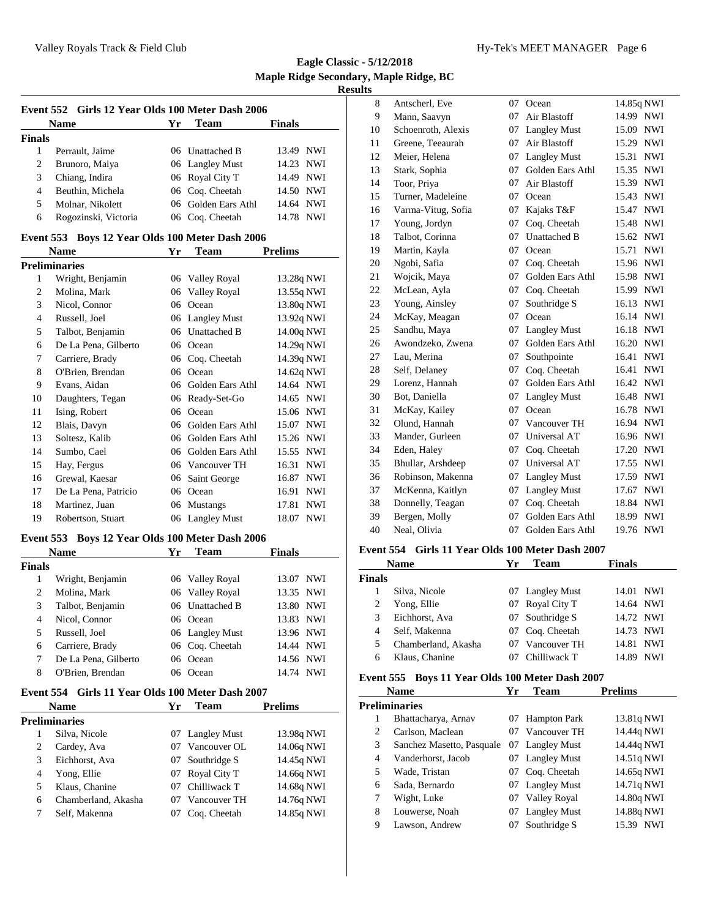**Eagle Classic - 5/12/2018**
**Maple Ridge Secondary, Maple Ridge, BC**
**Results**

### Event 552 Girls 12 Year Olds 100 Meter Dash 2006

| | Name | Yr | Team | Finals | |
|---|---|---|---|---|---|
| **Finals** | | | | | |
| 1 | Perrault, Jaime | 06 | Unattached B | 13.49 | NWI |
| 2 | Brunoro, Maiya | 06 | Langley Must | 14.23 | NWI |
| 3 | Chiang, Indira | 06 | Royal City T | 14.49 | NWI |
| 4 | Beuthin, Michela | 06 | Coq. Cheetah | 14.50 | NWI |
| 5 | Molnar, Nikolett | 06 | Golden Ears Athl | 14.64 | NWI |
| 6 | Rogozinski, Victoria | 06 | Coq. Cheetah | 14.78 | NWI |

### Event 553 Boys 12 Year Olds 100 Meter Dash 2006

| | Name | Yr | Team | Prelims | |
|---|---|---|---|---|---|
| **Preliminaries** | | | | | |
| 1 | Wright, Benjamin | 06 | Valley Royal | 13.28q | NWI |
| 2 | Molina, Mark | 06 | Valley Royal | 13.55q | NWI |
| 3 | Nicol, Connor | 06 | Ocean | 13.80q | NWI |
| 4 | Russell, Joel | 06 | Langley Must | 13.92q | NWI |
| 5 | Talbot, Benjamin | 06 | Unattached B | 14.00q | NWI |
| 6 | De La Pena, Gilberto | 06 | Ocean | 14.29q | NWI |
| 7 | Carriere, Brady | 06 | Coq. Cheetah | 14.39q | NWI |
| 8 | O'Brien, Brendan | 06 | Ocean | 14.62q | NWI |
| 9 | Evans, Aidan | 06 | Golden Ears Athl | 14.64 | NWI |
| 10 | Daughters, Tegan | 06 | Ready-Set-Go | 14.65 | NWI |
| 11 | Ising, Robert | 06 | Ocean | 15.06 | NWI |
| 12 | Blais, Davyn | 06 | Golden Ears Athl | 15.07 | NWI |
| 13 | Soltesz, Kalib | 06 | Golden Ears Athl | 15.26 | NWI |
| 14 | Sumbo, Cael | 06 | Golden Ears Athl | 15.55 | NWI |
| 15 | Hay, Fergus | 06 | Vancouver TH | 16.31 | NWI |
| 16 | Grewal, Kaesar | 06 | Saint George | 16.87 | NWI |
| 17 | De La Pena, Patricio | 06 | Ocean | 16.91 | NWI |
| 18 | Martinez, Juan | 06 | Mustangs | 17.81 | NWI |
| 19 | Robertson, Stuart | 06 | Langley Must | 18.07 | NWI |

### Event 553 Boys 12 Year Olds 100 Meter Dash 2006

| | Name | Yr | Team | Finals | |
|---|---|---|---|---|---|
| **Finals** | | | | | |
| 1 | Wright, Benjamin | 06 | Valley Royal | 13.07 | NWI |
| 2 | Molina, Mark | 06 | Valley Royal | 13.35 | NWI |
| 3 | Talbot, Benjamin | 06 | Unattached B | 13.80 | NWI |
| 4 | Nicol, Connor | 06 | Ocean | 13.83 | NWI |
| 5 | Russell, Joel | 06 | Langley Must | 13.96 | NWI |
| 6 | Carriere, Brady | 06 | Coq. Cheetah | 14.44 | NWI |
| 7 | De La Pena, Gilberto | 06 | Ocean | 14.56 | NWI |
| 8 | O'Brien, Brendan | 06 | Ocean | 14.74 | NWI |

### Event 554 Girls 11 Year Olds 100 Meter Dash 2007

| | Name | Yr | Team | Prelims | |
|---|---|---|---|---|---|
| **Preliminaries** | | | | | |
| 1 | Silva, Nicole | 07 | Langley Must | 13.98q | NWI |
| 2 | Cardey, Ava | 07 | Vancouver OL | 14.06q | NWI |
| 3 | Eichhorst, Ava | 07 | Southridge S | 14.45q | NWI |
| 4 | Yong, Ellie | 07 | Royal City T | 14.66q | NWI |
| 5 | Klaus, Chanine | 07 | Chilliwack T | 14.68q | NWI |
| 6 | Chamberland, Akasha | 07 | Vancouver TH | 14.76q | NWI |
| 7 | Self, Makenna | 07 | Coq. Cheetah | 14.85q | NWI |
| 8 | Antscherl, Eve | 07 | Ocean | 14.85q | NWI |
| 9 | Mann, Saavyn | 07 | Air Blastoff | 14.99 | NWI |
| 10 | Schoenroth, Alexis | 07 | Langley Must | 15.09 | NWI |
| 11 | Greene, Teeaurah | 07 | Air Blastoff | 15.29 | NWI |
| 12 | Meier, Helena | 07 | Langley Must | 15.31 | NWI |
| 13 | Stark, Sophia | 07 | Golden Ears Athl | 15.35 | NWI |
| 14 | Toor, Priya | 07 | Air Blastoff | 15.39 | NWI |
| 15 | Turner, Madeleine | 07 | Ocean | 15.43 | NWI |
| 16 | Varma-Vitug, Sofia | 07 | Kajaks T&F | 15.47 | NWI |
| 17 | Young, Jordyn | 07 | Coq. Cheetah | 15.48 | NWI |
| 18 | Talbot, Corinna | 07 | Unattached B | 15.62 | NWI |
| 19 | Martin, Kayla | 07 | Ocean | 15.71 | NWI |
| 20 | Ngobi, Safia | 07 | Coq. Cheetah | 15.96 | NWI |
| 21 | Wojcik, Maya | 07 | Golden Ears Athl | 15.98 | NWI |
| 22 | McLean, Ayla | 07 | Coq. Cheetah | 15.99 | NWI |
| 23 | Young, Ainsley | 07 | Southridge S | 16.13 | NWI |
| 24 | McKay, Meagan | 07 | Ocean | 16.14 | NWI |
| 25 | Sandhu, Maya | 07 | Langley Must | 16.18 | NWI |
| 26 | Awondzeko, Zwena | 07 | Golden Ears Athl | 16.20 | NWI |
| 27 | Lau, Merina | 07 | Southpointe | 16.41 | NWI |
| 28 | Self, Delaney | 07 | Coq. Cheetah | 16.41 | NWI |
| 29 | Lorenz, Hannah | 07 | Golden Ears Athl | 16.42 | NWI |
| 30 | Bot, Daniella | 07 | Langley Must | 16.48 | NWI |
| 31 | McKay, Kailey | 07 | Ocean | 16.78 | NWI |
| 32 | Olund, Hannah | 07 | Vancouver TH | 16.94 | NWI |
| 33 | Mander, Gurleen | 07 | Universal AT | 16.96 | NWI |
| 34 | Eden, Haley | 07 | Coq. Cheetah | 17.20 | NWI |
| 35 | Bhullar, Arshdeep | 07 | Universal AT | 17.55 | NWI |
| 36 | Robinson, Makenna | 07 | Langley Must | 17.59 | NWI |
| 37 | McKenna, Kaitlyn | 07 | Langley Must | 17.67 | NWI |
| 38 | Donnelly, Teagan | 07 | Coq. Cheetah | 18.84 | NWI |
| 39 | Bergen, Molly | 07 | Golden Ears Athl | 18.99 | NWI |
| 40 | Neal, Olivia | 07 | Golden Ears Athl | 19.76 | NWI |

### Event 554 Girls 11 Year Olds 100 Meter Dash 2007

| | Name | Yr | Team | Finals | |
|---|---|---|---|---|---|
| **Finals** | | | | | |
| 1 | Silva, Nicole | 07 | Langley Must | 14.01 | NWI |
| 2 | Yong, Ellie | 07 | Royal City T | 14.64 | NWI |
| 3 | Eichhorst, Ava | 07 | Southridge S | 14.72 | NWI |
| 4 | Self, Makenna | 07 | Coq. Cheetah | 14.73 | NWI |
| 5 | Chamberland, Akasha | 07 | Vancouver TH | 14.81 | NWI |
| 6 | Klaus, Chanine | 07 | Chilliwack T | 14.89 | NWI |

### Event 555 Boys 11 Year Olds 100 Meter Dash 2007

| | Name | Yr | Team | Prelims | |
|---|---|---|---|---|---|
| **Preliminaries** | | | | | |
| 1 | Bhattacharya, Arnav | 07 | Hampton Park | 13.81q | NWI |
| 2 | Carlson, Maclean | 07 | Vancouver TH | 14.44q | NWI |
| 3 | Sanchez Masetto, Pasquale | 07 | Langley Must | 14.44q | NWI |
| 4 | Vanderhorst, Jacob | 07 | Langley Must | 14.51q | NWI |
| 5 | Wade, Tristan | 07 | Coq. Cheetah | 14.65q | NWI |
| 6 | Sada, Bernardo | 07 | Langley Must | 14.71q | NWI |
| 7 | Wight, Luke | 07 | Valley Royal | 14.80q | NWI |
| 8 | Louwerse, Noah | 07 | Langley Must | 14.88q | NWI |
| 9 | Lawson, Andrew | 07 | Southridge S | 15.39 | NWI |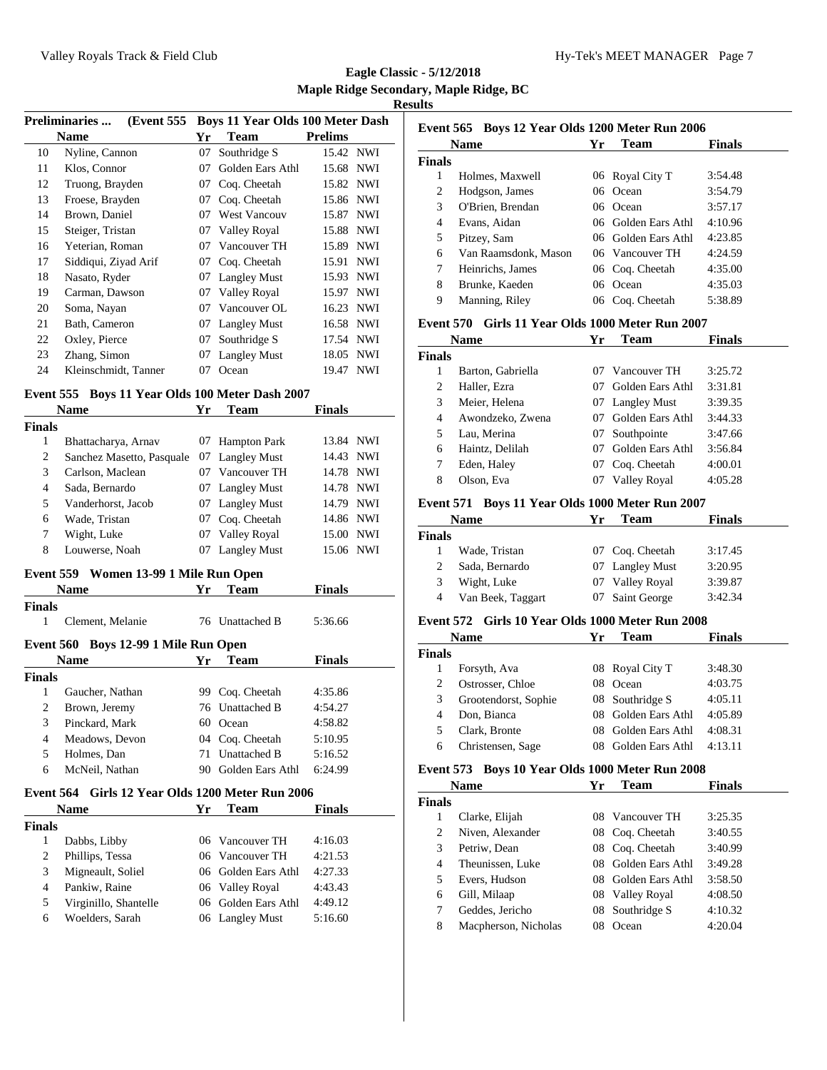# Eagle Classic - 5/12/2018

## Maple Ridge Secondary, Maple Ridge, BC

### Results

**Preliminaries ... (Event 555 Boys 11 Year Olds 100 Meter Dash**

| | Name | Yr | Team | Prelims | |
|---|---|---|---|---|---|
| 10 | Nyline, Cannon | 07 | Southridge S | 15.42 | NWI |
| 11 | Klos, Connor | 07 | Golden Ears Athl | 15.68 | NWI |
| 12 | Truong, Brayden | 07 | Coq. Cheetah | 15.82 | NWI |
| 13 | Froese, Brayden | 07 | Coq. Cheetah | 15.86 | NWI |
| 14 | Brown, Daniel | 07 | West Vancouv | 15.87 | NWI |
| 15 | Steiger, Tristan | 07 | Valley Royal | 15.88 | NWI |
| 16 | Yeterian, Roman | 07 | Vancouver TH | 15.89 | NWI |
| 17 | Siddiqui, Ziyad Arif | 07 | Coq. Cheetah | 15.91 | NWI |
| 18 | Nasato, Ryder | 07 | Langley Must | 15.93 | NWI |
| 19 | Carman, Dawson | 07 | Valley Royal | 15.97 | NWI |
| 20 | Soma, Nayan | 07 | Vancouver OL | 16.23 | NWI |
| 21 | Bath, Cameron | 07 | Langley Must | 16.58 | NWI |
| 22 | Oxley, Pierce | 07 | Southridge S | 17.54 | NWI |
| 23 | Zhang, Simon | 07 | Langley Must | 18.05 | NWI |
| 24 | Kleinschmidt, Tanner | 07 | Ocean | 19.47 | NWI |

**Event 555 Boys 11 Year Olds 100 Meter Dash 2007**

| | Name | Yr | Team | Finals | |
|---|---|---|---|---|---|
| **Finals** | | | | | |
| 1 | Bhattacharya, Arnav | 07 | Hampton Park | 13.84 | NWI |
| 2 | Sanchez Masetto, Pasquale | 07 | Langley Must | 14.43 | NWI |
| 3 | Carlson, Maclean | 07 | Vancouver TH | 14.78 | NWI |
| 4 | Sada, Bernardo | 07 | Langley Must | 14.78 | NWI |
| 5 | Vanderhorst, Jacob | 07 | Langley Must | 14.79 | NWI |
| 6 | Wade, Tristan | 07 | Coq. Cheetah | 14.86 | NWI |
| 7 | Wight, Luke | 07 | Valley Royal | 15.00 | NWI |
| 8 | Louwerse, Noah | 07 | Langley Must | 15.06 | NWI |

**Event 559 Women 13-99 1 Mile Run Open**

| | Name | Yr | Team | Finals |
|---|---|---|---|---|
| **Finals** | | | | |
| 1 | Clement, Melanie | 76 | Unattached B | 5:36.66 |

**Event 560 Boys 12-99 1 Mile Run Open**

| | Name | Yr | Team | Finals |
|---|---|---|---|---|
| **Finals** | | | | |
| 1 | Gaucher, Nathan | 99 | Coq. Cheetah | 4:35.86 |
| 2 | Brown, Jeremy | 76 | Unattached B | 4:54.27 |
| 3 | Pinckard, Mark | 60 | Ocean | 4:58.82 |
| 4 | Meadows, Devon | 04 | Coq. Cheetah | 5:10.95 |
| 5 | Holmes, Dan | 71 | Unattached B | 5:16.52 |
| 6 | McNeil, Nathan | 90 | Golden Ears Athl | 6:24.99 |

**Event 564 Girls 12 Year Olds 1200 Meter Run 2006**

| | Name | Yr | Team | Finals |
|---|---|---|---|---|
| **Finals** | | | | |
| 1 | Dabbs, Libby | 06 | Vancouver TH | 4:16.03 |
| 2 | Phillips, Tessa | 06 | Vancouver TH | 4:21.53 |
| 3 | Migneault, Soliel | 06 | Golden Ears Athl | 4:27.33 |
| 4 | Pankiw, Raine | 06 | Valley Royal | 4:43.43 |
| 5 | Virginillo, Shantelle | 06 | Golden Ears Athl | 4:49.12 |
| 6 | Woelders, Sarah | 06 | Langley Must | 5:16.60 |

**Event 565 Boys 12 Year Olds 1200 Meter Run 2006**

| | Name | Yr | Team | Finals |
|---|---|---|---|---|
| **Finals** | | | | |
| 1 | Holmes, Maxwell | 06 | Royal City T | 3:54.48 |
| 2 | Hodgson, James | 06 | Ocean | 3:54.79 |
| 3 | O'Brien, Brendan | 06 | Ocean | 3:57.17 |
| 4 | Evans, Aidan | 06 | Golden Ears Athl | 4:10.96 |
| 5 | Pitzey, Sam | 06 | Golden Ears Athl | 4:23.85 |
| 6 | Van Raamsdonk, Mason | 06 | Vancouver TH | 4:24.59 |
| 7 | Heinrichs, James | 06 | Coq. Cheetah | 4:35.00 |
| 8 | Brunke, Kaeden | 06 | Ocean | 4:35.03 |
| 9 | Manning, Riley | 06 | Coq. Cheetah | 5:38.89 |

**Event 570 Girls 11 Year Olds 1000 Meter Run 2007**

| | Name | Yr | Team | Finals |
|---|---|---|---|---|
| **Finals** | | | | |
| 1 | Barton, Gabriella | 07 | Vancouver TH | 3:25.72 |
| 2 | Haller, Ezra | 07 | Golden Ears Athl | 3:31.81 |
| 3 | Meier, Helena | 07 | Langley Must | 3:39.35 |
| 4 | Awondzeko, Zwena | 07 | Golden Ears Athl | 3:44.33 |
| 5 | Lau, Merina | 07 | Southpointe | 3:47.66 |
| 6 | Haintz, Delilah | 07 | Golden Ears Athl | 3:56.84 |
| 7 | Eden, Haley | 07 | Coq. Cheetah | 4:00.01 |
| 8 | Olson, Eva | 07 | Valley Royal | 4:05.28 |

**Event 571 Boys 11 Year Olds 1000 Meter Run 2007**

| | Name | Yr | Team | Finals |
|---|---|---|---|---|
| **Finals** | | | | |
| 1 | Wade, Tristan | 07 | Coq. Cheetah | 3:17.45 |
| 2 | Sada, Bernardo | 07 | Langley Must | 3:20.95 |
| 3 | Wight, Luke | 07 | Valley Royal | 3:39.87 |
| 4 | Van Beek, Taggart | 07 | Saint George | 3:42.34 |

**Event 572 Girls 10 Year Olds 1000 Meter Run 2008**

| | Name | Yr | Team | Finals |
|---|---|---|---|---|
| **Finals** | | | | |
| 1 | Forsyth, Ava | 08 | Royal City T | 3:48.30 |
| 2 | Ostrosser, Chloe | 08 | Ocean | 4:03.75 |
| 3 | Grootendorst, Sophie | 08 | Southridge S | 4:05.11 |
| 4 | Don, Bianca | 08 | Golden Ears Athl | 4:05.89 |
| 5 | Clark, Bronte | 08 | Golden Ears Athl | 4:08.31 |
| 6 | Christensen, Sage | 08 | Golden Ears Athl | 4:13.11 |

**Event 573 Boys 10 Year Olds 1000 Meter Run 2008**

| | Name | Yr | Team | Finals |
|---|---|---|---|---|
| **Finals** | | | | |
| 1 | Clarke, Elijah | 08 | Vancouver TH | 3:25.35 |
| 2 | Niven, Alexander | 08 | Coq. Cheetah | 3:40.55 |
| 3 | Petriw, Dean | 08 | Coq. Cheetah | 3:40.99 |
| 4 | Theunissen, Luke | 08 | Golden Ears Athl | 3:49.28 |
| 5 | Evers, Hudson | 08 | Golden Ears Athl | 3:58.50 |
| 6 | Gill, Milaap | 08 | Valley Royal | 4:08.50 |
| 7 | Geddes, Jericho | 08 | Southridge S | 4:10.32 |
| 8 | Macpherson, Nicholas | 08 | Ocean | 4:20.04 |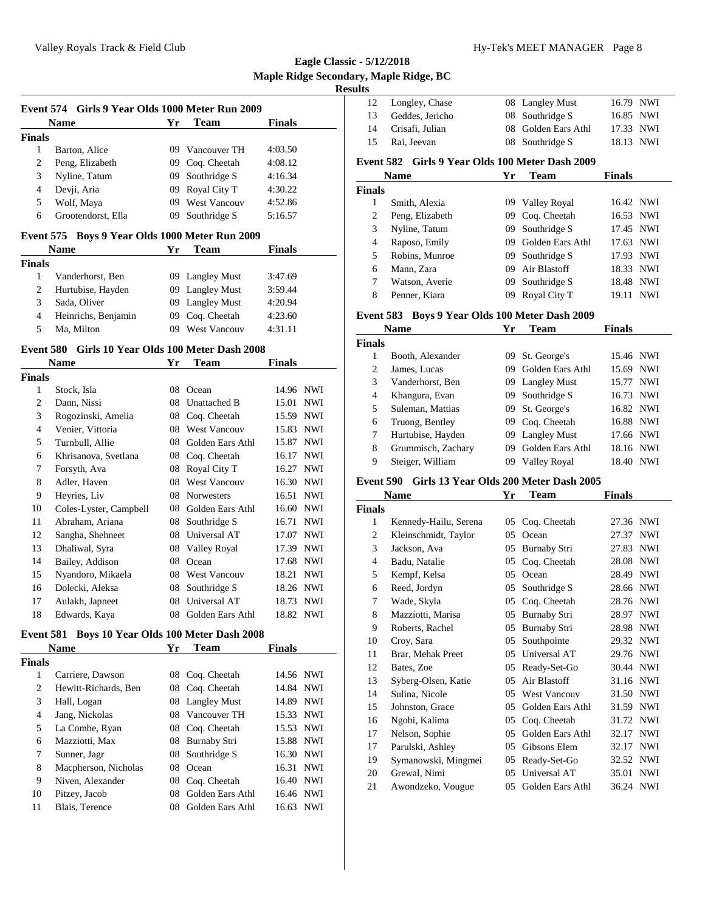**Eagle Classic - 5/12/2018**
**Maple Ridge Secondary, Maple Ridge, BC**
**Results**

### Event 574 Girls 9 Year Olds 1000 Meter Run 2009

| | Name | Yr | Team | Finals |
|---|---|---|---|---|
| **Finals** | | | | |
| 1 | Barton, Alice | 09 | Vancouver TH | 4:03.50 |
| 2 | Peng, Elizabeth | 09 | Coq. Cheetah | 4:08.12 |
| 3 | Nyline, Tatum | 09 | Southridge S | 4:16.34 |
| 4 | Devji, Aria | 09 | Royal City T | 4:30.22 |
| 5 | Wolf, Maya | 09 | West Vancouv | 4:52.86 |
| 6 | Grootendorst, Ella | 09 | Southridge S | 5:16.57 |

### Event 575 Boys 9 Year Olds 1000 Meter Run 2009

| | Name | Yr | Team | Finals |
|---|---|---|---|---|
| **Finals** | | | | |
| 1 | Vanderhorst, Ben | 09 | Langley Must | 3:47.69 |
| 2 | Hurtubise, Hayden | 09 | Langley Must | 3:59.44 |
| 3 | Sada, Oliver | 09 | Langley Must | 4:20.94 |
| 4 | Heinrichs, Benjamin | 09 | Coq. Cheetah | 4:23.60 |
| 5 | Ma, Milton | 09 | West Vancouv | 4:31.11 |

### Event 580 Girls 10 Year Olds 100 Meter Dash 2008

| | Name | Yr | Team | Finals | |
|---|---|---|---|---|---|
| **Finals** | | | | | |
| 1 | Stock, Isla | 08 | Ocean | 14.96 | NWI |
| 2 | Dann, Nissi | 08 | Unattached B | 15.01 | NWI |
| 3 | Rogozinski, Amelia | 08 | Coq. Cheetah | 15.59 | NWI |
| 4 | Venier, Vittoria | 08 | West Vancouv | 15.83 | NWI |
| 5 | Turnbull, Allie | 08 | Golden Ears Athl | 15.87 | NWI |
| 6 | Khrisanova, Svetlana | 08 | Coq. Cheetah | 16.17 | NWI |
| 7 | Forsyth, Ava | 08 | Royal City T | 16.27 | NWI |
| 8 | Adler, Haven | 08 | West Vancouv | 16.30 | NWI |
| 9 | Heyries, Liv | 08 | Norwesters | 16.51 | NWI |
| 10 | Coles-Lyster, Campbell | 08 | Golden Ears Athl | 16.60 | NWI |
| 11 | Abraham, Ariana | 08 | Southridge S | 16.71 | NWI |
| 12 | Sangha, Shehneet | 08 | Universal AT | 17.07 | NWI |
| 13 | Dhaliwal, Syra | 08 | Valley Royal | 17.39 | NWI |
| 14 | Bailey, Addison | 08 | Ocean | 17.68 | NWI |
| 15 | Nyandoro, Mikaela | 08 | West Vancouv | 18.21 | NWI |
| 16 | Dolecki, Aleksa | 08 | Southridge S | 18.26 | NWI |
| 17 | Aulakh, Japneet | 08 | Universal AT | 18.73 | NWI |
| 18 | Edwards, Kaya | 08 | Golden Ears Athl | 18.82 | NWI |

### Event 581 Boys 10 Year Olds 100 Meter Dash 2008

| | Name | Yr | Team | Finals | |
|---|---|---|---|---|---|
| **Finals** | | | | | |
| 1 | Carriere, Dawson | 08 | Coq. Cheetah | 14.56 | NWI |
| 2 | Hewitt-Richards, Ben | 08 | Coq. Cheetah | 14.84 | NWI |
| 3 | Hall, Logan | 08 | Langley Must | 14.89 | NWI |
| 4 | Jang, Nickolas | 08 | Vancouver TH | 15.33 | NWI |
| 5 | La Combe, Ryan | 08 | Coq. Cheetah | 15.53 | NWI |
| 6 | Mazziotti, Max | 08 | Burnaby Stri | 15.88 | NWI |
| 7 | Sunner, Jagr | 08 | Southridge S | 16.30 | NWI |
| 8 | Macpherson, Nicholas | 08 | Ocean | 16.31 | NWI |
| 9 | Niven, Alexander | 08 | Coq. Cheetah | 16.40 | NWI |
| 10 | Pitzey, Jacob | 08 | Golden Ears Athl | 16.46 | NWI |
| 11 | Blais, Terence | 08 | Golden Ears Athl | 16.63 | NWI |
| 12 | Longley, Chase | 08 | Langley Must | 16.79 | NWI |
| 13 | Geddes, Jericho | 08 | Southridge S | 16.85 | NWI |
| 14 | Crisafi, Julian | 08 | Golden Ears Athl | 17.33 | NWI |
| 15 | Rai, Jeevan | 08 | Southridge S | 18.13 | NWI |

### Event 582 Girls 9 Year Olds 100 Meter Dash 2009

| | Name | Yr | Team | Finals | |
|---|---|---|---|---|---|
| **Finals** | | | | | |
| 1 | Smith, Alexia | 09 | Valley Royal | 16.42 | NWI |
| 2 | Peng, Elizabeth | 09 | Coq. Cheetah | 16.53 | NWI |
| 3 | Nyline, Tatum | 09 | Southridge S | 17.45 | NWI |
| 4 | Raposo, Emily | 09 | Golden Ears Athl | 17.63 | NWI |
| 5 | Robins, Munroe | 09 | Southridge S | 17.93 | NWI |
| 6 | Mann, Zara | 09 | Air Blastoff | 18.33 | NWI |
| 7 | Watson, Averie | 09 | Southridge S | 18.48 | NWI |
| 8 | Penner, Kiara | 09 | Royal City T | 19.11 | NWI |

### Event 583 Boys 9 Year Olds 100 Meter Dash 2009

| | Name | Yr | Team | Finals | |
|---|---|---|---|---|---|
| **Finals** | | | | | |
| 1 | Booth, Alexander | 09 | St. George's | 15.46 | NWI |
| 2 | James, Lucas | 09 | Golden Ears Athl | 15.69 | NWI |
| 3 | Vanderhorst, Ben | 09 | Langley Must | 15.77 | NWI |
| 4 | Khangura, Evan | 09 | Southridge S | 16.73 | NWI |
| 5 | Suleman, Mattias | 09 | St. George's | 16.82 | NWI |
| 6 | Truong, Bentley | 09 | Coq. Cheetah | 16.88 | NWI |
| 7 | Hurtubise, Hayden | 09 | Langley Must | 17.66 | NWI |
| 8 | Grummisch, Zachary | 09 | Golden Ears Athl | 18.16 | NWI |
| 9 | Steiger, William | 09 | Valley Royal | 18.40 | NWI |

### Event 590 Girls 13 Year Olds 200 Meter Dash 2005

| | Name | Yr | Team | Finals | |
|---|---|---|---|---|---|
| **Finals** | | | | | |
| 1 | Kennedy-Hailu, Serena | 05 | Coq. Cheetah | 27.36 | NWI |
| 2 | Kleinschmidt, Taylor | 05 | Ocean | 27.37 | NWI |
| 3 | Jackson, Ava | 05 | Burnaby Stri | 27.83 | NWI |
| 4 | Badu, Natalie | 05 | Coq. Cheetah | 28.08 | NWI |
| 5 | Kempf, Kelsa | 05 | Ocean | 28.49 | NWI |
| 6 | Reed, Jordyn | 05 | Southridge S | 28.66 | NWI |
| 7 | Wade, Skyla | 05 | Coq. Cheetah | 28.76 | NWI |
| 8 | Mazziotti, Marisa | 05 | Burnaby Stri | 28.97 | NWI |
| 9 | Roberts, Rachel | 05 | Burnaby Stri | 28.98 | NWI |
| 10 | Croy, Sara | 05 | Southpointe | 29.32 | NWI |
| 11 | Brar, Mehak Preet | 05 | Universal AT | 29.76 | NWI |
| 12 | Bates, Zoe | 05 | Ready-Set-Go | 30.44 | NWI |
| 13 | Syberg-Olsen, Katie | 05 | Air Blastoff | 31.16 | NWI |
| 14 | Sulina, Nicole | 05 | West Vancouv | 31.50 | NWI |
| 15 | Johnston, Grace | 05 | Golden Ears Athl | 31.59 | NWI |
| 16 | Ngobi, Kalima | 05 | Coq. Cheetah | 31.72 | NWI |
| 17 | Nelson, Sophie | 05 | Golden Ears Athl | 32.17 | NWI |
| 17 | Parulski, Ashley | 05 | Gibsons Elem | 32.17 | NWI |
| 19 | Symanowski, Mingmei | 05 | Ready-Set-Go | 32.52 | NWI |
| 20 | Grewal, Nimi | 05 | Universal AT | 35.01 | NWI |
| 21 | Awondzeko, Vougue | 05 | Golden Ears Athl | 36.24 | NWI |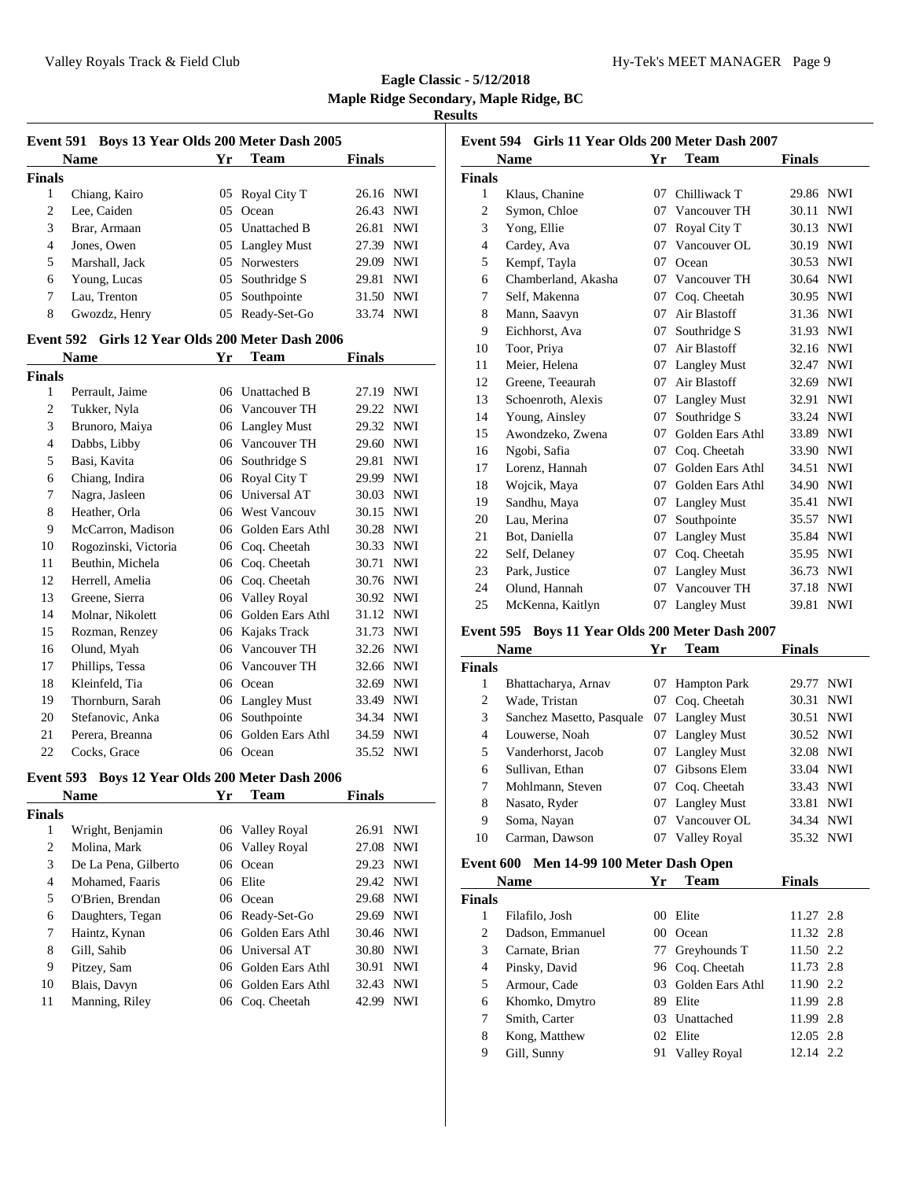**Eagle Classic - 5/12/2018**
**Maple Ridge Secondary, Maple Ridge, BC**
**Results**

### Event 591 Boys 13 Year Olds 200 Meter Dash 2005

| | Name | Yr | Team | Finals | |
|---|---|---|---|---|---|
| **Finals** | | | | | |
| 1 | Chiang, Kairo | 05 | Royal City T | 26.16 | NWI |
| 2 | Lee, Caiden | 05 | Ocean | 26.43 | NWI |
| 3 | Brar, Armaan | 05 | Unattached B | 26.81 | NWI |
| 4 | Jones, Owen | 05 | Langley Must | 27.39 | NWI |
| 5 | Marshall, Jack | 05 | Norwesters | 29.09 | NWI |
| 6 | Young, Lucas | 05 | Southridge S | 29.81 | NWI |
| 7 | Lau, Trenton | 05 | Southpointe | 31.50 | NWI |
| 8 | Gwozdz, Henry | 05 | Ready-Set-Go | 33.74 | NWI |

### Event 592 Girls 12 Year Olds 200 Meter Dash 2006

| | Name | Yr | Team | Finals | |
|---|---|---|---|---|---|
| **Finals** | | | | | |
| 1 | Perrault, Jaime | 06 | Unattached B | 27.19 | NWI |
| 2 | Tukker, Nyla | 06 | Vancouver TH | 29.22 | NWI |
| 3 | Brunoro, Maiya | 06 | Langley Must | 29.32 | NWI |
| 4 | Dabbs, Libby | 06 | Vancouver TH | 29.60 | NWI |
| 5 | Basi, Kavita | 06 | Southridge S | 29.81 | NWI |
| 6 | Chiang, Indira | 06 | Royal City T | 29.99 | NWI |
| 7 | Nagra, Jasleen | 06 | Universal AT | 30.03 | NWI |
| 8 | Heather, Orla | 06 | West Vancouv | 30.15 | NWI |
| 9 | McCarron, Madison | 06 | Golden Ears Athl | 30.28 | NWI |
| 10 | Rogozinski, Victoria | 06 | Coq. Cheetah | 30.33 | NWI |
| 11 | Beuthin, Michela | 06 | Coq. Cheetah | 30.71 | NWI |
| 12 | Herrell, Amelia | 06 | Coq. Cheetah | 30.76 | NWI |
| 13 | Greene, Sierra | 06 | Valley Royal | 30.92 | NWI |
| 14 | Molnar, Nikolett | 06 | Golden Ears Athl | 31.12 | NWI |
| 15 | Rozman, Renzey | 06 | Kajaks Track | 31.73 | NWI |
| 16 | Olund, Myah | 06 | Vancouver TH | 32.26 | NWI |
| 17 | Phillips, Tessa | 06 | Vancouver TH | 32.66 | NWI |
| 18 | Kleinfeld, Tia | 06 | Ocean | 32.69 | NWI |
| 19 | Thornburn, Sarah | 06 | Langley Must | 33.49 | NWI |
| 20 | Stefanovic, Anka | 06 | Southpointe | 34.34 | NWI |
| 21 | Perera, Breanna | 06 | Golden Ears Athl | 34.59 | NWI |
| 22 | Cocks, Grace | 06 | Ocean | 35.52 | NWI |

### Event 593 Boys 12 Year Olds 200 Meter Dash 2006

| | Name | Yr | Team | Finals | |
|---|---|---|---|---|---|
| **Finals** | | | | | |
| 1 | Wright, Benjamin | 06 | Valley Royal | 26.91 | NWI |
| 2 | Molina, Mark | 06 | Valley Royal | 27.08 | NWI |
| 3 | De La Pena, Gilberto | 06 | Ocean | 29.23 | NWI |
| 4 | Mohamed, Faaris | 06 | Elite | 29.42 | NWI |
| 5 | O'Brien, Brendan | 06 | Ocean | 29.68 | NWI |
| 6 | Daughters, Tegan | 06 | Ready-Set-Go | 29.69 | NWI |
| 7 | Haintz, Kynan | 06 | Golden Ears Athl | 30.46 | NWI |
| 8 | Gill, Sahib | 06 | Universal AT | 30.80 | NWI |
| 9 | Pitzey, Sam | 06 | Golden Ears Athl | 30.91 | NWI |
| 10 | Blais, Davyn | 06 | Golden Ears Athl | 32.43 | NWI |
| 11 | Manning, Riley | 06 | Coq. Cheetah | 42.99 | NWI |

### Event 594 Girls 11 Year Olds 200 Meter Dash 2007

| | Name | Yr | Team | Finals | |
|---|---|---|---|---|---|
| **Finals** | | | | | |
| 1 | Klaus, Chanine | 07 | Chilliwack T | 29.86 | NWI |
| 2 | Symon, Chloe | 07 | Vancouver TH | 30.11 | NWI |
| 3 | Yong, Ellie | 07 | Royal City T | 30.13 | NWI |
| 4 | Cardey, Ava | 07 | Vancouver OL | 30.19 | NWI |
| 5 | Kempf, Tayla | 07 | Ocean | 30.53 | NWI |
| 6 | Chamberland, Akasha | 07 | Vancouver TH | 30.64 | NWI |
| 7 | Self, Makenna | 07 | Coq. Cheetah | 30.95 | NWI |
| 8 | Mann, Saavyn | 07 | Air Blastoff | 31.36 | NWI |
| 9 | Eichhorst, Ava | 07 | Southridge S | 31.93 | NWI |
| 10 | Toor, Priya | 07 | Air Blastoff | 32.16 | NWI |
| 11 | Meier, Helena | 07 | Langley Must | 32.47 | NWI |
| 12 | Greene, Teeaurah | 07 | Air Blastoff | 32.69 | NWI |
| 13 | Schoenroth, Alexis | 07 | Langley Must | 32.91 | NWI |
| 14 | Young, Ainsley | 07 | Southridge S | 33.24 | NWI |
| 15 | Awondzeko, Zwena | 07 | Golden Ears Athl | 33.89 | NWI |
| 16 | Ngobi, Safia | 07 | Coq. Cheetah | 33.90 | NWI |
| 17 | Lorenz, Hannah | 07 | Golden Ears Athl | 34.51 | NWI |
| 18 | Wojcik, Maya | 07 | Golden Ears Athl | 34.90 | NWI |
| 19 | Sandhu, Maya | 07 | Langley Must | 35.41 | NWI |
| 20 | Lau, Merina | 07 | Southpointe | 35.57 | NWI |
| 21 | Bot, Daniella | 07 | Langley Must | 35.84 | NWI |
| 22 | Self, Delaney | 07 | Coq. Cheetah | 35.95 | NWI |
| 23 | Park, Justice | 07 | Langley Must | 36.73 | NWI |
| 24 | Olund, Hannah | 07 | Vancouver TH | 37.18 | NWI |
| 25 | McKenna, Kaitlyn | 07 | Langley Must | 39.81 | NWI |

### Event 595 Boys 11 Year Olds 200 Meter Dash 2007

| | Name | Yr | Team | Finals | |
|---|---|---|---|---|---|
| **Finals** | | | | | |
| 1 | Bhattacharya, Arnav | 07 | Hampton Park | 29.77 | NWI |
| 2 | Wade, Tristan | 07 | Coq. Cheetah | 30.31 | NWI |
| 3 | Sanchez Masetto, Pasquale | 07 | Langley Must | 30.51 | NWI |
| 4 | Louwerse, Noah | 07 | Langley Must | 30.52 | NWI |
| 5 | Vanderhorst, Jacob | 07 | Langley Must | 32.08 | NWI |
| 6 | Sullivan, Ethan | 07 | Gibsons Elem | 33.04 | NWI |
| 7 | Mohlmann, Steven | 07 | Coq. Cheetah | 33.43 | NWI |
| 8 | Nasato, Ryder | 07 | Langley Must | 33.81 | NWI |
| 9 | Soma, Nayan | 07 | Vancouver OL | 34.34 | NWI |
| 10 | Carman, Dawson | 07 | Valley Royal | 35.32 | NWI |

### Event 600 Men 14-99 100 Meter Dash Open

| | Name | Yr | Team | Finals | |
|---|---|---|---|---|---|
| **Finals** | | | | | |
| 1 | Filafilo, Josh | 00 | Elite | 11.27 | 2.8 |
| 2 | Dadson, Emmanuel | 00 | Ocean | 11.32 | 2.8 |
| 3 | Carnate, Brian | 77 | Greyhounds T | 11.50 | 2.2 |
| 4 | Pinsky, David | 96 | Coq. Cheetah | 11.73 | 2.8 |
| 5 | Armour, Cade | 03 | Golden Ears Athl | 11.90 | 2.2 |
| 6 | Khomko, Dmytro | 89 | Elite | 11.99 | 2.8 |
| 7 | Smith, Carter | 03 | Unattached | 11.99 | 2.8 |
| 8 | Kong, Matthew | 02 | Elite | 12.05 | 2.8 |
| 9 | Gill, Sunny | 91 | Valley Royal | 12.14 | 2.2 |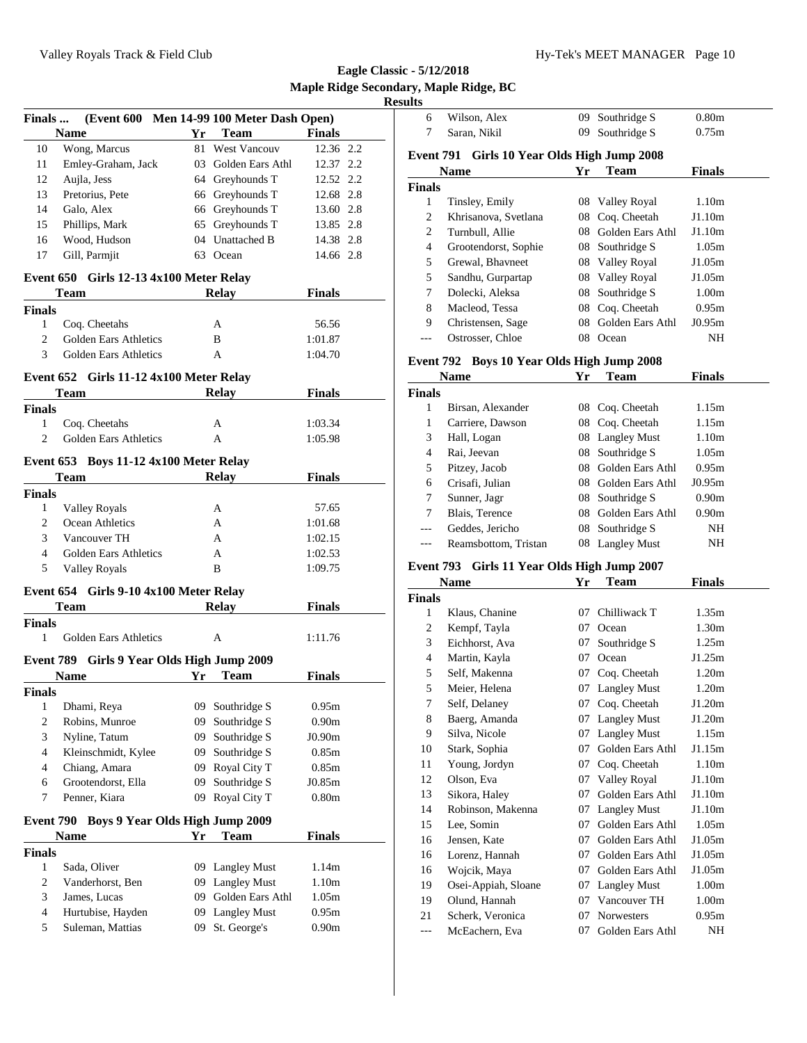**Eagle Classic - 5/12/2018**
**Maple Ridge Secondary, Maple Ridge, BC**
**Results**

**Finals ... (Event 600 Men 14-99 100 Meter Dash Open)**

| | Name | Yr | Team | Finals | |
|---|---|---|---|---|---|
| 10 | Wong, Marcus | 81 | West Vancouv | 12.36 | 2.2 |
| 11 | Emley-Graham, Jack | 03 | Golden Ears Athl | 12.37 | 2.2 |
| 12 | Aujla, Jess | 64 | Greyhounds T | 12.52 | 2.2 |
| 13 | Pretorius, Pete | 66 | Greyhounds T | 12.68 | 2.8 |
| 14 | Galo, Alex | 66 | Greyhounds T | 13.60 | 2.8 |
| 15 | Phillips, Mark | 65 | Greyhounds T | 13.85 | 2.8 |
| 16 | Wood, Hudson | 04 | Unattached B | 14.38 | 2.8 |
| 17 | Gill, Parmjit | 63 | Ocean | 14.66 | 2.8 |

**Event 650 Girls 12-13 4x100 Meter Relay**

| | Team | Relay | Finals |
|---|---|---|---|
| **Finals** | | | |
| 1 | Coq. Cheetahs | A | 56.56 |
| 2 | Golden Ears Athletics | B | 1:01.87 |
| 3 | Golden Ears Athletics | A | 1:04.70 |

**Event 652 Girls 11-12 4x100 Meter Relay**

| | Team | Relay | Finals |
|---|---|---|---|
| **Finals** | | | |
| 1 | Coq. Cheetahs | A | 1:03.34 |
| 2 | Golden Ears Athletics | A | 1:05.98 |

**Event 653 Boys 11-12 4x100 Meter Relay**

| | Team | Relay | Finals |
|---|---|---|---|
| **Finals** | | | |
| 1 | Valley Royals | A | 57.65 |
| 2 | Ocean Athletics | A | 1:01.68 |
| 3 | Vancouver TH | A | 1:02.15 |
| 4 | Golden Ears Athletics | A | 1:02.53 |
| 5 | Valley Royals | B | 1:09.75 |

**Event 654 Girls 9-10 4x100 Meter Relay**

| | Team | Relay | Finals |
|---|---|---|---|
| **Finals** | | | |
| 1 | Golden Ears Athletics | A | 1:11.76 |

**Event 789 Girls 9 Year Olds High Jump 2009**

| | Name | Yr | Team | Finals |
|---|---|---|---|---|
| **Finals** | | | | |
| 1 | Dhami, Reya | 09 | Southridge S | 0.95m |
| 2 | Robins, Munroe | 09 | Southridge S | 0.90m |
| 3 | Nyline, Tatum | 09 | Southridge S | J0.90m |
| 4 | Kleinschmidt, Kylee | 09 | Southridge S | 0.85m |
| 4 | Chiang, Amara | 09 | Royal City T | 0.85m |
| 6 | Grootendorst, Ella | 09 | Southridge S | J0.85m |
| 7 | Penner, Kiara | 09 | Royal City T | 0.80m |

**Event 790 Boys 9 Year Olds High Jump 2009**

| | Name | Yr | Team | Finals |
|---|---|---|---|---|
| **Finals** | | | | |
| 1 | Sada, Oliver | 09 | Langley Must | 1.14m |
| 2 | Vanderhorst, Ben | 09 | Langley Must | 1.10m |
| 3 | James, Lucas | 09 | Golden Ears Athl | 1.05m |
| 4 | Hurtubise, Hayden | 09 | Langley Must | 0.95m |
| 5 | Suleman, Mattias | 09 | St. George's | 0.90m |
| 6 | Wilson, Alex | 09 | Southridge S | 0.80m |
| 7 | Saran, Nikil | 09 | Southridge S | 0.75m |

**Event 791 Girls 10 Year Olds High Jump 2008**

| | Name | Yr | Team | Finals |
|---|---|---|---|---|
| **Finals** | | | | |
| 1 | Tinsley, Emily | 08 | Valley Royal | 1.10m |
| 2 | Khrisanova, Svetlana | 08 | Coq. Cheetah | J1.10m |
| 2 | Turnbull, Allie | 08 | Golden Ears Athl | J1.10m |
| 4 | Grootendorst, Sophie | 08 | Southridge S | 1.05m |
| 5 | Grewal, Bhavneet | 08 | Valley Royal | J1.05m |
| 5 | Sandhu, Gurpartap | 08 | Valley Royal | J1.05m |
| 7 | Dolecki, Aleksa | 08 | Southridge S | 1.00m |
| 8 | Macleod, Tessa | 08 | Coq. Cheetah | 0.95m |
| 9 | Christensen, Sage | 08 | Golden Ears Athl | J0.95m |
| --- | Ostrosser, Chloe | 08 | Ocean | NH |

**Event 792 Boys 10 Year Olds High Jump 2008**

| | Name | Yr | Team | Finals |
|---|---|---|---|---|
| **Finals** | | | | |
| 1 | Birsan, Alexander | 08 | Coq. Cheetah | 1.15m |
| 1 | Carriere, Dawson | 08 | Coq. Cheetah | 1.15m |
| 3 | Hall, Logan | 08 | Langley Must | 1.10m |
| 4 | Rai, Jeevan | 08 | Southridge S | 1.05m |
| 5 | Pitzey, Jacob | 08 | Golden Ears Athl | 0.95m |
| 6 | Crisafi, Julian | 08 | Golden Ears Athl | J0.95m |
| 7 | Sunner, Jagr | 08 | Southridge S | 0.90m |
| 7 | Blais, Terence | 08 | Golden Ears Athl | 0.90m |
| --- | Geddes, Jericho | 08 | Southridge S | NH |
| --- | Reamsbottom, Tristan | 08 | Langley Must | NH |

**Event 793 Girls 11 Year Olds High Jump 2007**

| | Name | Yr | Team | Finals |
|---|---|---|---|---|
| **Finals** | | | | |
| 1 | Klaus, Chanine | 07 | Chilliwack T | 1.35m |
| 2 | Kempf, Tayla | 07 | Ocean | 1.30m |
| 3 | Eichhorst, Ava | 07 | Southridge S | 1.25m |
| 4 | Martin, Kayla | 07 | Ocean | J1.25m |
| 5 | Self, Makenna | 07 | Coq. Cheetah | 1.20m |
| 5 | Meier, Helena | 07 | Langley Must | 1.20m |
| 7 | Self, Delaney | 07 | Coq. Cheetah | J1.20m |
| 8 | Baerg, Amanda | 07 | Langley Must | J1.20m |
| 9 | Silva, Nicole | 07 | Langley Must | 1.15m |
| 10 | Stark, Sophia | 07 | Golden Ears Athl | J1.15m |
| 11 | Young, Jordyn | 07 | Coq. Cheetah | 1.10m |
| 12 | Olson, Eva | 07 | Valley Royal | J1.10m |
| 13 | Sikora, Haley | 07 | Golden Ears Athl | J1.10m |
| 14 | Robinson, Makenna | 07 | Langley Must | J1.10m |
| 15 | Lee, Somin | 07 | Golden Ears Athl | 1.05m |
| 16 | Jensen, Kate | 07 | Golden Ears Athl | J1.05m |
| 16 | Lorenz, Hannah | 07 | Golden Ears Athl | J1.05m |
| 16 | Wojcik, Maya | 07 | Golden Ears Athl | J1.05m |
| 19 | Osei-Appiah, Sloane | 07 | Langley Must | 1.00m |
| 19 | Olund, Hannah | 07 | Vancouver TH | 1.00m |
| 21 | Scherk, Veronica | 07 | Norwesters | 0.95m |
| --- | McEachern, Eva | 07 | Golden Ears Athl | NH |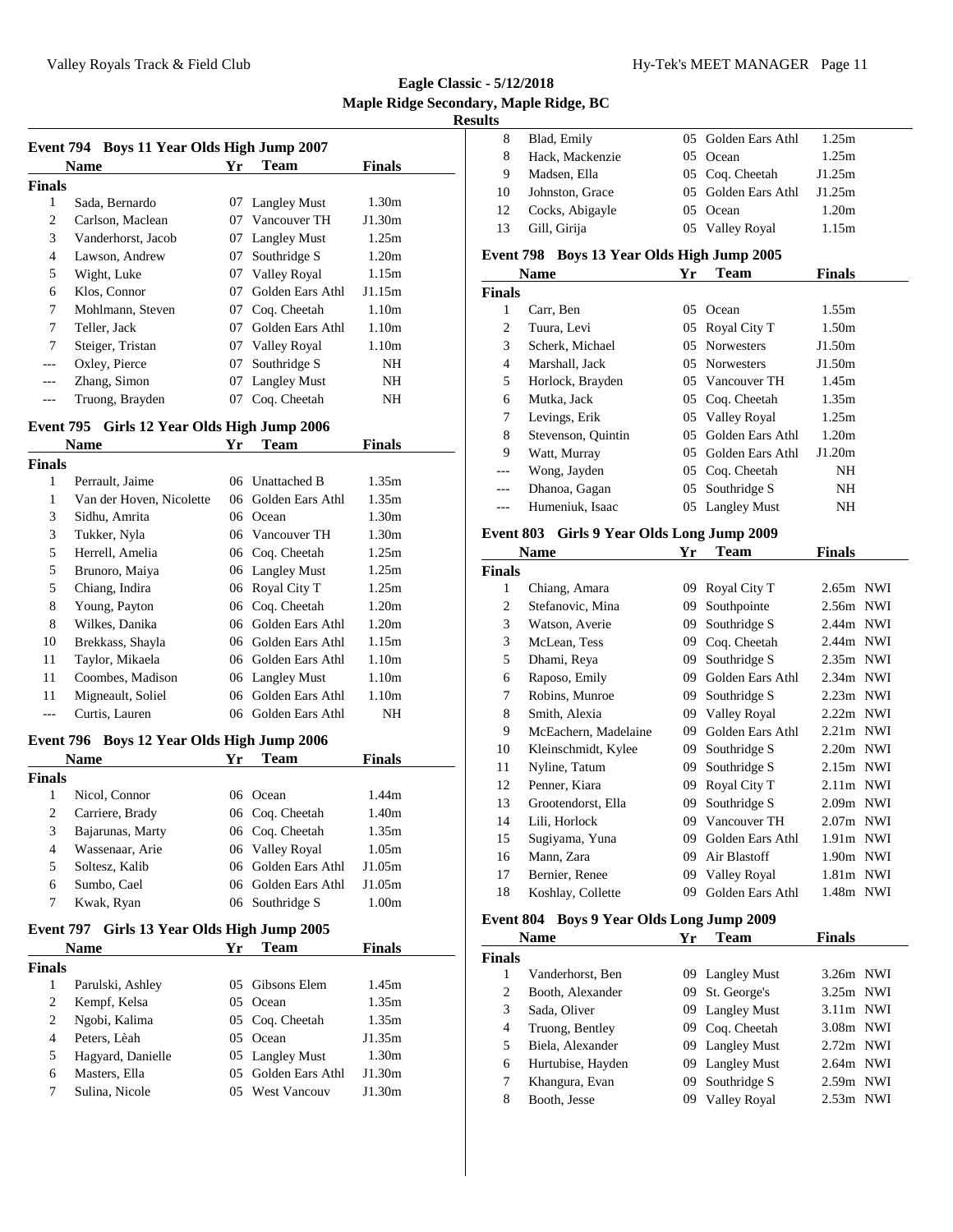# Eagle Classic - 5/12/2018

## Maple Ridge Secondary, Maple Ridge, BC

## Results

### Event 794 Boys 11 Year Olds High Jump 2007

| | Name | Yr | Team | Finals |
|---|---|---|---|---|
| **Finals** | | | | |
| 1 | Sada, Bernardo | 07 | Langley Must | 1.30m |
| 2 | Carlson, Maclean | 07 | Vancouver TH | J1.30m |
| 3 | Vanderhorst, Jacob | 07 | Langley Must | 1.25m |
| 4 | Lawson, Andrew | 07 | Southridge S | 1.20m |
| 5 | Wight, Luke | 07 | Valley Royal | 1.15m |
| 6 | Klos, Connor | 07 | Golden Ears Athl | J1.15m |
| 7 | Mohlmann, Steven | 07 | Coq. Cheetah | 1.10m |
| 7 | Teller, Jack | 07 | Golden Ears Athl | 1.10m |
| 7 | Steiger, Tristan | 07 | Valley Royal | 1.10m |
| --- | Oxley, Pierce | 07 | Southridge S | NH |
| --- | Zhang, Simon | 07 | Langley Must | NH |
| --- | Truong, Brayden | 07 | Coq. Cheetah | NH |

### Event 795 Girls 12 Year Olds High Jump 2006

| | Name | Yr | Team | Finals |
|---|---|---|---|---|
| **Finals** | | | | |
| 1 | Perrault, Jaime | 06 | Unattached B | 1.35m |
| 1 | Van der Hoven, Nicolette | 06 | Golden Ears Athl | 1.35m |
| 3 | Sidhu, Amrita | 06 | Ocean | 1.30m |
| 3 | Tukker, Nyla | 06 | Vancouver TH | 1.30m |
| 5 | Herrell, Amelia | 06 | Coq. Cheetah | 1.25m |
| 5 | Brunoro, Maiya | 06 | Langley Must | 1.25m |
| 5 | Chiang, Indira | 06 | Royal City T | 1.25m |
| 8 | Young, Payton | 06 | Coq. Cheetah | 1.20m |
| 8 | Wilkes, Danika | 06 | Golden Ears Athl | 1.20m |
| 10 | Brekkass, Shayla | 06 | Golden Ears Athl | 1.15m |
| 11 | Taylor, Mikaela | 06 | Golden Ears Athl | 1.10m |
| 11 | Coombes, Madison | 06 | Langley Must | 1.10m |
| 11 | Migneault, Soliel | 06 | Golden Ears Athl | 1.10m |
| --- | Curtis, Lauren | 06 | Golden Ears Athl | NH |

### Event 796 Boys 12 Year Olds High Jump 2006

| | Name | Yr | Team | Finals |
|---|---|---|---|---|
| **Finals** | | | | |
| 1 | Nicol, Connor | 06 | Ocean | 1.44m |
| 2 | Carriere, Brady | 06 | Coq. Cheetah | 1.40m |
| 3 | Bajarunas, Marty | 06 | Coq. Cheetah | 1.35m |
| 4 | Wassenaar, Arie | 06 | Valley Royal | 1.05m |
| 5 | Soltesz, Kalib | 06 | Golden Ears Athl | J1.05m |
| 6 | Sumbo, Cael | 06 | Golden Ears Athl | J1.05m |
| 7 | Kwak, Ryan | 06 | Southridge S | 1.00m |

### Event 797 Girls 13 Year Olds High Jump 2005

| | Name | Yr | Team | Finals |
|---|---|---|---|---|
| **Finals** | | | | |
| 1 | Parulski, Ashley | 05 | Gibsons Elem | 1.45m |
| 2 | Kempf, Kelsa | 05 | Ocean | 1.35m |
| 2 | Ngobi, Kalima | 05 | Coq. Cheetah | 1.35m |
| 4 | Peters, Lèah | 05 | Ocean | J1.35m |
| 5 | Hagyard, Danielle | 05 | Langley Must | 1.30m |
| 6 | Masters, Ella | 05 | Golden Ears Athl | J1.30m |
| 7 | Sulina, Nicole | 05 | West Vancouv | J1.30m |
| 8 | Blad, Emily | 05 | Golden Ears Athl | 1.25m |
| 8 | Hack, Mackenzie | 05 | Ocean | 1.25m |
| 9 | Madsen, Ella | 05 | Coq. Cheetah | J1.25m |
| 10 | Johnston, Grace | 05 | Golden Ears Athl | J1.25m |
| 12 | Cocks, Abigayle | 05 | Ocean | 1.20m |
| 13 | Gill, Girija | 05 | Valley Royal | 1.15m |

### Event 798 Boys 13 Year Olds High Jump 2005

| | Name | Yr | Team | Finals |
|---|---|---|---|---|
| **Finals** | | | | |
| 1 | Carr, Ben | 05 | Ocean | 1.55m |
| 2 | Tuura, Levi | 05 | Royal City T | 1.50m |
| 3 | Scherk, Michael | 05 | Norwesters | J1.50m |
| 4 | Marshall, Jack | 05 | Norwesters | J1.50m |
| 5 | Horlock, Brayden | 05 | Vancouver TH | 1.45m |
| 6 | Mutka, Jack | 05 | Coq. Cheetah | 1.35m |
| 7 | Levings, Erik | 05 | Valley Royal | 1.25m |
| 8 | Stevenson, Quintin | 05 | Golden Ears Athl | 1.20m |
| 9 | Watt, Murray | 05 | Golden Ears Athl | J1.20m |
| --- | Wong, Jayden | 05 | Coq. Cheetah | NH |
| --- | Dhanoa, Gagan | 05 | Southridge S | NH |
| --- | Humeniuk, Isaac | 05 | Langley Must | NH |

### Event 803 Girls 9 Year Olds Long Jump 2009

| | Name | Yr | Team | Finals | |
|---|---|---|---|---|---|
| **Finals** | | | | | |
| 1 | Chiang, Amara | 09 | Royal City T | 2.65m | NWI |
| 2 | Stefanovic, Mina | 09 | Southpointe | 2.56m | NWI |
| 3 | Watson, Averie | 09 | Southridge S | 2.44m | NWI |
| 3 | McLean, Tess | 09 | Coq. Cheetah | 2.44m | NWI |
| 5 | Dhami, Reya | 09 | Southridge S | 2.35m | NWI |
| 6 | Raposo, Emily | 09 | Golden Ears Athl | 2.34m | NWI |
| 7 | Robins, Munroe | 09 | Southridge S | 2.23m | NWI |
| 8 | Smith, Alexia | 09 | Valley Royal | 2.22m | NWI |
| 9 | McEachern, Madelaine | 09 | Golden Ears Athl | 2.21m | NWI |
| 10 | Kleinschmidt, Kylee | 09 | Southridge S | 2.20m | NWI |
| 11 | Nyline, Tatum | 09 | Southridge S | 2.15m | NWI |
| 12 | Penner, Kiara | 09 | Royal City T | 2.11m | NWI |
| 13 | Grootendorst, Ella | 09 | Southridge S | 2.09m | NWI |
| 14 | Lili, Horlock | 09 | Vancouver TH | 2.07m | NWI |
| 15 | Sugiyama, Yuna | 09 | Golden Ears Athl | 1.91m | NWI |
| 16 | Mann, Zara | 09 | Air Blastoff | 1.90m | NWI |
| 17 | Bernier, Renee | 09 | Valley Royal | 1.81m | NWI |
| 18 | Koshlay, Collette | 09 | Golden Ears Athl | 1.48m | NWI |

### Event 804 Boys 9 Year Olds Long Jump 2009

| | Name | Yr | Team | Finals | |
|---|---|---|---|---|---|
| **Finals** | | | | | |
| 1 | Vanderhorst, Ben | 09 | Langley Must | 3.26m | NWI |
| 2 | Booth, Alexander | 09 | St. George's | 3.25m | NWI |
| 3 | Sada, Oliver | 09 | Langley Must | 3.11m | NWI |
| 4 | Truong, Bentley | 09 | Coq. Cheetah | 3.08m | NWI |
| 5 | Biela, Alexander | 09 | Langley Must | 2.72m | NWI |
| 6 | Hurtubise, Hayden | 09 | Langley Must | 2.64m | NWI |
| 7 | Khangura, Evan | 09 | Southridge S | 2.59m | NWI |
| 8 | Booth, Jesse | 09 | Valley Royal | 2.53m | NWI |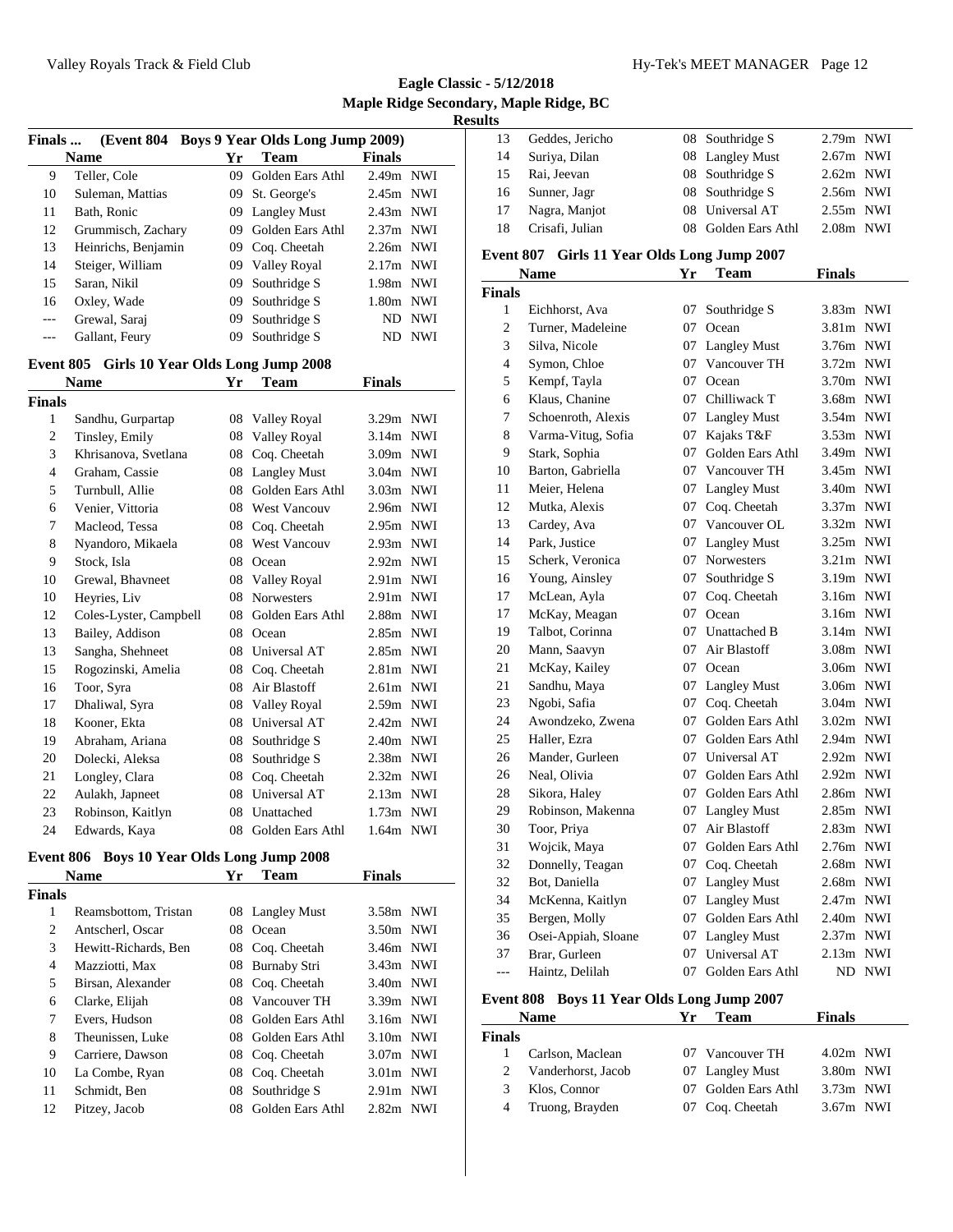**Eagle Classic - 5/12/2018**
**Maple Ridge Secondary, Maple Ridge, BC**
**Results**

### Finals ... (Event 804 Boys 9 Year Olds Long Jump 2009)

| | Name | Yr | Team | Finals | |
|---|---|---|---|---|---|
| 9 | Teller, Cole | 09 | Golden Ears Athl | 2.49m | NWI |
| 10 | Suleman, Mattias | 09 | St. George's | 2.45m | NWI |
| 11 | Bath, Ronic | 09 | Langley Must | 2.43m | NWI |
| 12 | Grummisch, Zachary | 09 | Golden Ears Athl | 2.37m | NWI |
| 13 | Heinrichs, Benjamin | 09 | Coq. Cheetah | 2.26m | NWI |
| 14 | Steiger, William | 09 | Valley Royal | 2.17m | NWI |
| 15 | Saran, Nikil | 09 | Southridge S | 1.98m | NWI |
| 16 | Oxley, Wade | 09 | Southridge S | 1.80m | NWI |
| --- | Grewal, Saraj | 09 | Southridge S | ND | NWI |
| --- | Gallant, Feury | 09 | Southridge S | ND | NWI |

### Event 805 Girls 10 Year Olds Long Jump 2008

| | Name | Yr | Team | Finals | |
|---|---|---|---|---|---|
| **Finals** | | | | | |
| 1 | Sandhu, Gurpartap | 08 | Valley Royal | 3.29m | NWI |
| 2 | Tinsley, Emily | 08 | Valley Royal | 3.14m | NWI |
| 3 | Khrisanova, Svetlana | 08 | Coq. Cheetah | 3.09m | NWI |
| 4 | Graham, Cassie | 08 | Langley Must | 3.04m | NWI |
| 5 | Turnbull, Allie | 08 | Golden Ears Athl | 3.03m | NWI |
| 6 | Venier, Vittoria | 08 | West Vancouv | 2.96m | NWI |
| 7 | Macleod, Tessa | 08 | Coq. Cheetah | 2.95m | NWI |
| 8 | Nyandoro, Mikaela | 08 | West Vancouv | 2.93m | NWI |
| 9 | Stock, Isla | 08 | Ocean | 2.92m | NWI |
| 10 | Grewal, Bhavneet | 08 | Valley Royal | 2.91m | NWI |
| 10 | Heyries, Liv | 08 | Norwesters | 2.91m | NWI |
| 12 | Coles-Lyster, Campbell | 08 | Golden Ears Athl | 2.88m | NWI |
| 13 | Bailey, Addison | 08 | Ocean | 2.85m | NWI |
| 13 | Sangha, Shehneet | 08 | Universal AT | 2.85m | NWI |
| 15 | Rogozinski, Amelia | 08 | Coq. Cheetah | 2.81m | NWI |
| 16 | Toor, Syra | 08 | Air Blastoff | 2.61m | NWI |
| 17 | Dhaliwal, Syra | 08 | Valley Royal | 2.59m | NWI |
| 18 | Kooner, Ekta | 08 | Universal AT | 2.42m | NWI |
| 19 | Abraham, Ariana | 08 | Southridge S | 2.40m | NWI |
| 20 | Dolecki, Aleksa | 08 | Southridge S | 2.38m | NWI |
| 21 | Longley, Clara | 08 | Coq. Cheetah | 2.32m | NWI |
| 22 | Aulakh, Japneet | 08 | Universal AT | 2.13m | NWI |
| 23 | Robinson, Kaitlyn | 08 | Unattached | 1.73m | NWI |
| 24 | Edwards, Kaya | 08 | Golden Ears Athl | 1.64m | NWI |

### Event 806 Boys 10 Year Olds Long Jump 2008

| | Name | Yr | Team | Finals | |
|---|---|---|---|---|---|
| **Finals** | | | | | |
| 1 | Reamsbottom, Tristan | 08 | Langley Must | 3.58m | NWI |
| 2 | Antscherl, Oscar | 08 | Ocean | 3.50m | NWI |
| 3 | Hewitt-Richards, Ben | 08 | Coq. Cheetah | 3.46m | NWI |
| 4 | Mazziotti, Max | 08 | Burnaby Stri | 3.43m | NWI |
| 5 | Birsan, Alexander | 08 | Coq. Cheetah | 3.40m | NWI |
| 6 | Clarke, Elijah | 08 | Vancouver TH | 3.39m | NWI |
| 7 | Evers, Hudson | 08 | Golden Ears Athl | 3.16m | NWI |
| 8 | Theunissen, Luke | 08 | Golden Ears Athl | 3.10m | NWI |
| 9 | Carriere, Dawson | 08 | Coq. Cheetah | 3.07m | NWI |
| 10 | La Combe, Ryan | 08 | Coq. Cheetah | 3.01m | NWI |
| 11 | Schmidt, Ben | 08 | Southridge S | 2.91m | NWI |
| 12 | Pitzey, Jacob | 08 | Golden Ears Athl | 2.82m | NWI |
| 13 | Geddes, Jericho | 08 | Southridge S | 2.79m | NWI |
| 14 | Suriya, Dilan | 08 | Langley Must | 2.67m | NWI |
| 15 | Rai, Jeevan | 08 | Southridge S | 2.62m | NWI |
| 16 | Sunner, Jagr | 08 | Southridge S | 2.56m | NWI |
| 17 | Nagra, Manjot | 08 | Universal AT | 2.55m | NWI |
| 18 | Crisafi, Julian | 08 | Golden Ears Athl | 2.08m | NWI |

### Event 807 Girls 11 Year Olds Long Jump 2007

| | Name | Yr | Team | Finals | |
|---|---|---|---|---|---|
| **Finals** | | | | | |
| 1 | Eichhorst, Ava | 07 | Southridge S | 3.83m | NWI |
| 2 | Turner, Madeleine | 07 | Ocean | 3.81m | NWI |
| 3 | Silva, Nicole | 07 | Langley Must | 3.76m | NWI |
| 4 | Symon, Chloe | 07 | Vancouver TH | 3.72m | NWI |
| 5 | Kempf, Tayla | 07 | Ocean | 3.70m | NWI |
| 6 | Klaus, Chanine | 07 | Chilliwack T | 3.68m | NWI |
| 7 | Schoenroth, Alexis | 07 | Langley Must | 3.54m | NWI |
| 8 | Varma-Vitug, Sofia | 07 | Kajaks T&F | 3.53m | NWI |
| 9 | Stark, Sophia | 07 | Golden Ears Athl | 3.49m | NWI |
| 10 | Barton, Gabriella | 07 | Vancouver TH | 3.45m | NWI |
| 11 | Meier, Helena | 07 | Langley Must | 3.40m | NWI |
| 12 | Mutka, Alexis | 07 | Coq. Cheetah | 3.37m | NWI |
| 13 | Cardey, Ava | 07 | Vancouver OL | 3.32m | NWI |
| 14 | Park, Justice | 07 | Langley Must | 3.25m | NWI |
| 15 | Scherk, Veronica | 07 | Norwesters | 3.21m | NWI |
| 16 | Young, Ainsley | 07 | Southridge S | 3.19m | NWI |
| 17 | McLean, Ayla | 07 | Coq. Cheetah | 3.16m | NWI |
| 17 | McKay, Meagan | 07 | Ocean | 3.16m | NWI |
| 19 | Talbot, Corinna | 07 | Unattached B | 3.14m | NWI |
| 20 | Mann, Saavyn | 07 | Air Blastoff | 3.08m | NWI |
| 21 | McKay, Kailey | 07 | Ocean | 3.06m | NWI |
| 21 | Sandhu, Maya | 07 | Langley Must | 3.06m | NWI |
| 23 | Ngobi, Safia | 07 | Coq. Cheetah | 3.04m | NWI |
| 24 | Awondzeko, Zwena | 07 | Golden Ears Athl | 3.02m | NWI |
| 25 | Haller, Ezra | 07 | Golden Ears Athl | 2.94m | NWI |
| 26 | Mander, Gurleen | 07 | Universal AT | 2.92m | NWI |
| 26 | Neal, Olivia | 07 | Golden Ears Athl | 2.92m | NWI |
| 28 | Sikora, Haley | 07 | Golden Ears Athl | 2.86m | NWI |
| 29 | Robinson, Makenna | 07 | Langley Must | 2.85m | NWI |
| 30 | Toor, Priya | 07 | Air Blastoff | 2.83m | NWI |
| 31 | Wojcik, Maya | 07 | Golden Ears Athl | 2.76m | NWI |
| 32 | Donnelly, Teagan | 07 | Coq. Cheetah | 2.68m | NWI |
| 32 | Bot, Daniella | 07 | Langley Must | 2.68m | NWI |
| 34 | McKenna, Kaitlyn | 07 | Langley Must | 2.47m | NWI |
| 35 | Bergen, Molly | 07 | Golden Ears Athl | 2.40m | NWI |
| 36 | Osei-Appiah, Sloane | 07 | Langley Must | 2.37m | NWI |
| 37 | Brar, Gurleen | 07 | Universal AT | 2.13m | NWI |
| --- | Haintz, Delilah | 07 | Golden Ears Athl | ND | NWI |

### Event 808 Boys 11 Year Olds Long Jump 2007

| | Name | Yr | Team | Finals | |
|---|---|---|---|---|---|
| **Finals** | | | | | |
| 1 | Carlson, Maclean | 07 | Vancouver TH | 4.02m | NWI |
| 2 | Vanderhorst, Jacob | 07 | Langley Must | 3.80m | NWI |
| 3 | Klos, Connor | 07 | Golden Ears Athl | 3.73m | NWI |
| 4 | Truong, Brayden | 07 | Coq. Cheetah | 3.67m | NWI |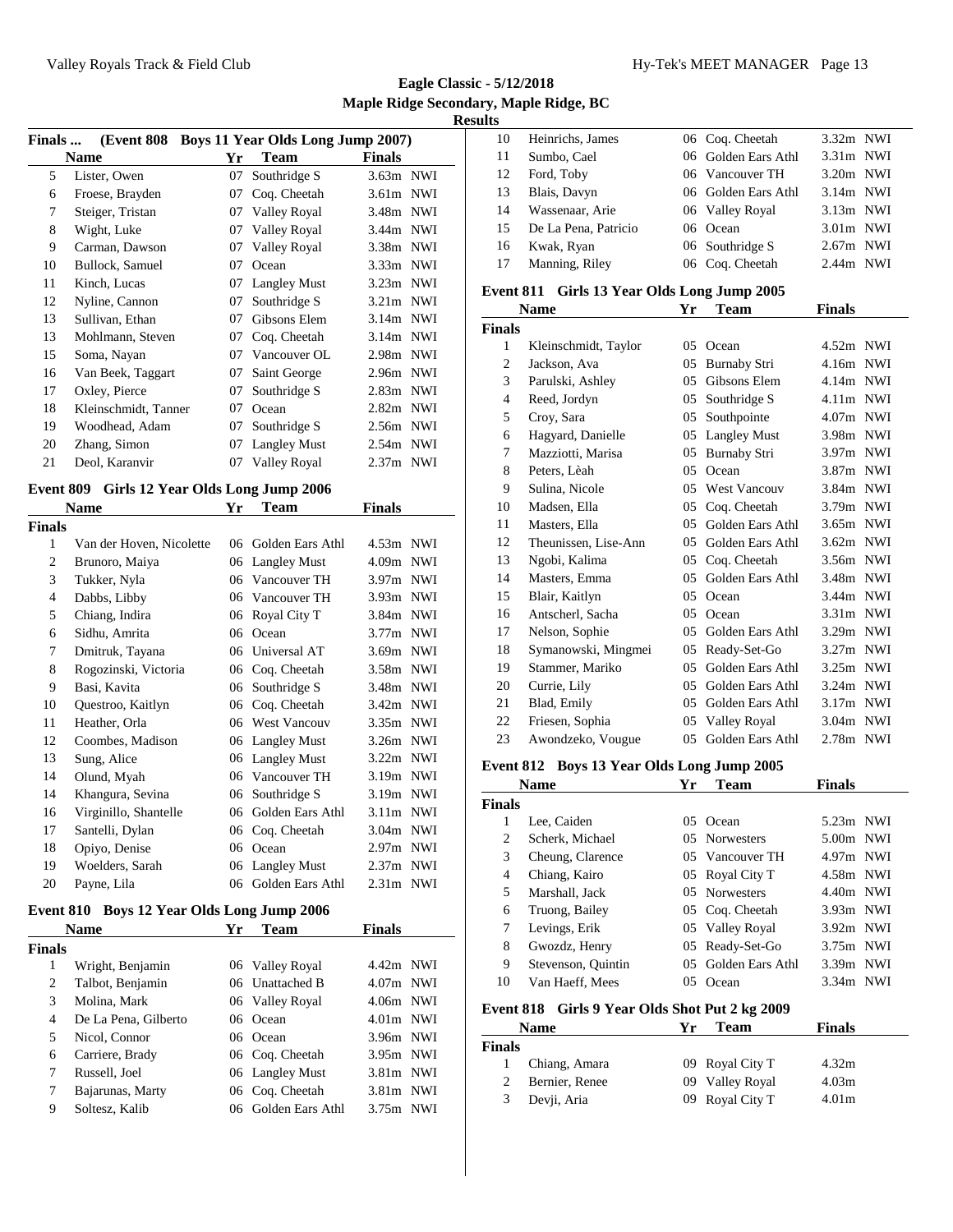## Eagle Classic - 5/12/2018

**Maple Ridge Secondary, Maple Ridge, BC**

**Results**

### Finals ... (Event 808 Boys 11 Year Olds Long Jump 2007)

| | Name | Yr | Team | Finals | |
|---|---|---|---|---|---|
| 5 | Lister, Owen | 07 | Southridge S | 3.63m | NWI |
| 6 | Froese, Brayden | 07 | Coq. Cheetah | 3.61m | NWI |
| 7 | Steiger, Tristan | 07 | Valley Royal | 3.48m | NWI |
| 8 | Wight, Luke | 07 | Valley Royal | 3.44m | NWI |
| 9 | Carman, Dawson | 07 | Valley Royal | 3.38m | NWI |
| 10 | Bullock, Samuel | 07 | Ocean | 3.33m | NWI |
| 11 | Kinch, Lucas | 07 | Langley Must | 3.23m | NWI |
| 12 | Nyline, Cannon | 07 | Southridge S | 3.21m | NWI |
| 13 | Sullivan, Ethan | 07 | Gibsons Elem | 3.14m | NWI |
| 13 | Mohlmann, Steven | 07 | Coq. Cheetah | 3.14m | NWI |
| 15 | Soma, Nayan | 07 | Vancouver OL | 2.98m | NWI |
| 16 | Van Beek, Taggart | 07 | Saint George | 2.96m | NWI |
| 17 | Oxley, Pierce | 07 | Southridge S | 2.83m | NWI |
| 18 | Kleinschmidt, Tanner | 07 | Ocean | 2.82m | NWI |
| 19 | Woodhead, Adam | 07 | Southridge S | 2.56m | NWI |
| 20 | Zhang, Simon | 07 | Langley Must | 2.54m | NWI |
| 21 | Deol, Karanvir | 07 | Valley Royal | 2.37m | NWI |

### Event 809 Girls 12 Year Olds Long Jump 2006

| | Name | Yr | Team | Finals | |
|---|---|---|---|---|---|
| **Finals** | | | | | |
| 1 | Van der Hoven, Nicolette | 06 | Golden Ears Athl | 4.53m | NWI |
| 2 | Brunoro, Maiya | 06 | Langley Must | 4.09m | NWI |
| 3 | Tukker, Nyla | 06 | Vancouver TH | 3.97m | NWI |
| 4 | Dabbs, Libby | 06 | Vancouver TH | 3.93m | NWI |
| 5 | Chiang, Indira | 06 | Royal City T | 3.84m | NWI |
| 6 | Sidhu, Amrita | 06 | Ocean | 3.77m | NWI |
| 7 | Dmitruk, Tayana | 06 | Universal AT | 3.69m | NWI |
| 8 | Rogozinski, Victoria | 06 | Coq. Cheetah | 3.58m | NWI |
| 9 | Basi, Kavita | 06 | Southridge S | 3.48m | NWI |
| 10 | Questroo, Kaitlyn | 06 | Coq. Cheetah | 3.42m | NWI |
| 11 | Heather, Orla | 06 | West Vancouv | 3.35m | NWI |
| 12 | Coombes, Madison | 06 | Langley Must | 3.26m | NWI |
| 13 | Sung, Alice | 06 | Langley Must | 3.22m | NWI |
| 14 | Olund, Myah | 06 | Vancouver TH | 3.19m | NWI |
| 14 | Khangura, Sevina | 06 | Southridge S | 3.19m | NWI |
| 16 | Virginillo, Shantelle | 06 | Golden Ears Athl | 3.11m | NWI |
| 17 | Santelli, Dylan | 06 | Coq. Cheetah | 3.04m | NWI |
| 18 | Opiyo, Denise | 06 | Ocean | 2.97m | NWI |
| 19 | Woelders, Sarah | 06 | Langley Must | 2.37m | NWI |
| 20 | Payne, Lila | 06 | Golden Ears Athl | 2.31m | NWI |

### Event 810 Boys 12 Year Olds Long Jump 2006

| | Name | Yr | Team | Finals | |
|---|---|---|---|---|---|
| **Finals** | | | | | |
| 1 | Wright, Benjamin | 06 | Valley Royal | 4.42m | NWI |
| 2 | Talbot, Benjamin | 06 | Unattached B | 4.07m | NWI |
| 3 | Molina, Mark | 06 | Valley Royal | 4.06m | NWI |
| 4 | De La Pena, Gilberto | 06 | Ocean | 4.01m | NWI |
| 5 | Nicol, Connor | 06 | Ocean | 3.96m | NWI |
| 6 | Carriere, Brady | 06 | Coq. Cheetah | 3.95m | NWI |
| 7 | Russell, Joel | 06 | Langley Must | 3.81m | NWI |
| 7 | Bajarunas, Marty | 06 | Coq. Cheetah | 3.81m | NWI |
| 9 | Soltesz, Kalib | 06 | Golden Ears Athl | 3.75m | NWI |
| 10 | Heinrichs, James | 06 | Coq. Cheetah | 3.32m | NWI |
| 11 | Sumbo, Cael | 06 | Golden Ears Athl | 3.31m | NWI |
| 12 | Ford, Toby | 06 | Vancouver TH | 3.20m | NWI |
| 13 | Blais, Davyn | 06 | Golden Ears Athl | 3.14m | NWI |
| 14 | Wassenaar, Arie | 06 | Valley Royal | 3.13m | NWI |
| 15 | De La Pena, Patricio | 06 | Ocean | 3.01m | NWI |
| 16 | Kwak, Ryan | 06 | Southridge S | 2.67m | NWI |
| 17 | Manning, Riley | 06 | Coq. Cheetah | 2.44m | NWI |

### Event 811 Girls 13 Year Olds Long Jump 2005

| | Name | Yr | Team | Finals | |
|---|---|---|---|---|---|
| **Finals** | | | | | |
| 1 | Kleinschmidt, Taylor | 05 | Ocean | 4.52m | NWI |
| 2 | Jackson, Ava | 05 | Burnaby Stri | 4.16m | NWI |
| 3 | Parulski, Ashley | 05 | Gibsons Elem | 4.14m | NWI |
| 4 | Reed, Jordyn | 05 | Southridge S | 4.11m | NWI |
| 5 | Croy, Sara | 05 | Southpointe | 4.07m | NWI |
| 6 | Hagyard, Danielle | 05 | Langley Must | 3.98m | NWI |
| 7 | Mazziotti, Marisa | 05 | Burnaby Stri | 3.97m | NWI |
| 8 | Peters, Lèah | 05 | Ocean | 3.87m | NWI |
| 9 | Sulina, Nicole | 05 | West Vancouv | 3.84m | NWI |
| 10 | Madsen, Ella | 05 | Coq. Cheetah | 3.79m | NWI |
| 11 | Masters, Ella | 05 | Golden Ears Athl | 3.65m | NWI |
| 12 | Theunissen, Lise-Ann | 05 | Golden Ears Athl | 3.62m | NWI |
| 13 | Ngobi, Kalima | 05 | Coq. Cheetah | 3.56m | NWI |
| 14 | Masters, Emma | 05 | Golden Ears Athl | 3.48m | NWI |
| 15 | Blair, Kaitlyn | 05 | Ocean | 3.44m | NWI |
| 16 | Antscherl, Sacha | 05 | Ocean | 3.31m | NWI |
| 17 | Nelson, Sophie | 05 | Golden Ears Athl | 3.29m | NWI |
| 18 | Symanowski, Mingmei | 05 | Ready-Set-Go | 3.27m | NWI |
| 19 | Stammer, Mariko | 05 | Golden Ears Athl | 3.25m | NWI |
| 20 | Currie, Lily | 05 | Golden Ears Athl | 3.24m | NWI |
| 21 | Blad, Emily | 05 | Golden Ears Athl | 3.17m | NWI |
| 22 | Friesen, Sophia | 05 | Valley Royal | 3.04m | NWI |
| 23 | Awondzeko, Vougue | 05 | Golden Ears Athl | 2.78m | NWI |

### Event 812 Boys 13 Year Olds Long Jump 2005

| | Name | Yr | Team | Finals | |
|---|---|---|---|---|---|
| **Finals** | | | | | |
| 1 | Lee, Caiden | 05 | Ocean | 5.23m | NWI |
| 2 | Scherk, Michael | 05 | Norwesters | 5.00m | NWI |
| 3 | Cheung, Clarence | 05 | Vancouver TH | 4.97m | NWI |
| 4 | Chiang, Kairo | 05 | Royal City T | 4.58m | NWI |
| 5 | Marshall, Jack | 05 | Norwesters | 4.40m | NWI |
| 6 | Truong, Bailey | 05 | Coq. Cheetah | 3.93m | NWI |
| 7 | Levings, Erik | 05 | Valley Royal | 3.92m | NWI |
| 8 | Gwozdz, Henry | 05 | Ready-Set-Go | 3.75m | NWI |
| 9 | Stevenson, Quintin | 05 | Golden Ears Athl | 3.39m | NWI |
| 10 | Van Haeff, Mees | 05 | Ocean | 3.34m | NWI |

### Event 818 Girls 9 Year Olds Shot Put 2 kg 2009

| | Name | Yr | Team | Finals |
|---|---|---|---|---|
| **Finals** | | | | |
| 1 | Chiang, Amara | 09 | Royal City T | 4.32m |
| 2 | Bernier, Renee | 09 | Valley Royal | 4.03m |
| 3 | Devji, Aria | 09 | Royal City T | 4.01m |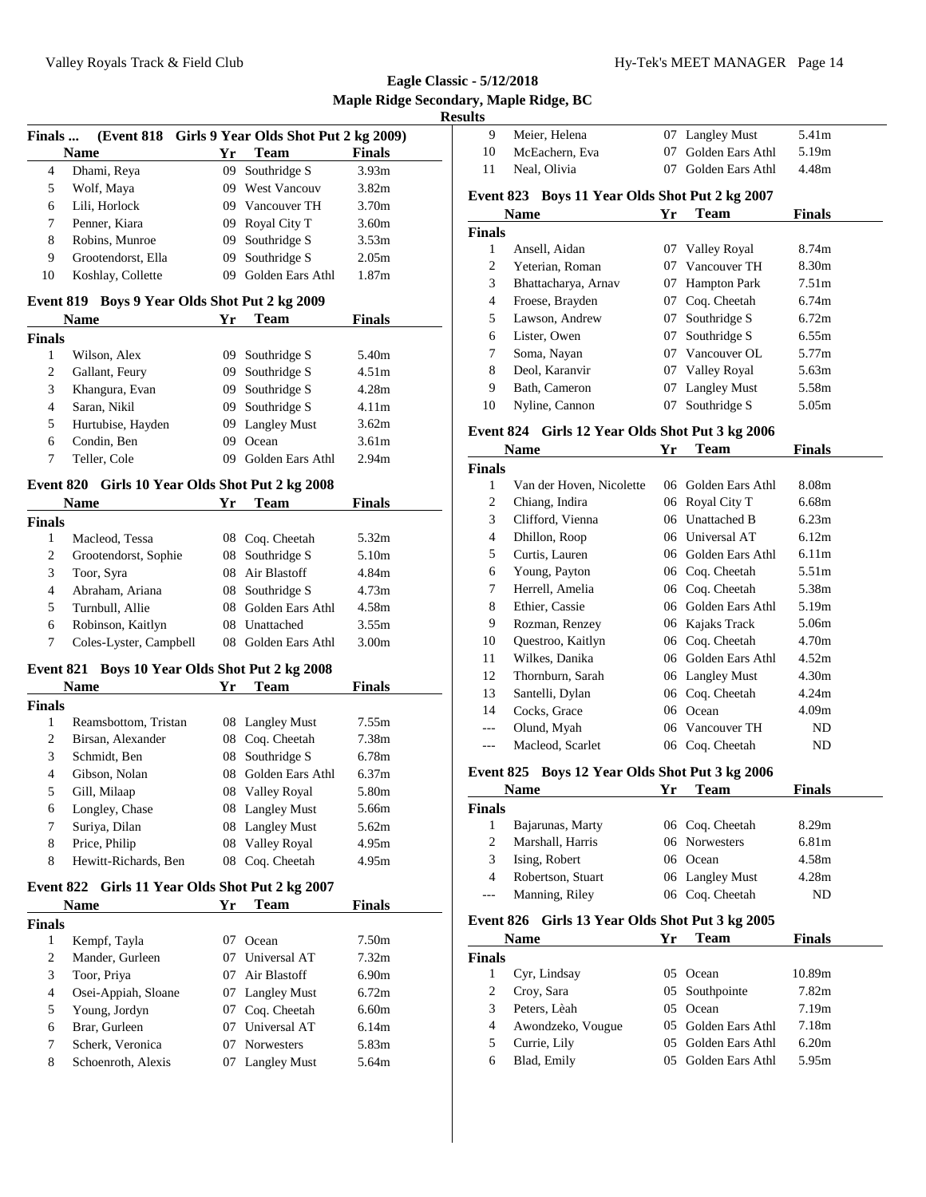**Eagle Classic - 5/12/2018**
**Maple Ridge Secondary, Maple Ridge, BC**
**Results**

### Finals ... (Event 818 Girls 9 Year Olds Shot Put 2 kg 2009)

| | Name | Yr | Team | Finals |
|---|---|---|---|---|
| 4 | Dhami, Reya | 09 | Southridge S | 3.93m |
| 5 | Wolf, Maya | 09 | West Vancouv | 3.82m |
| 6 | Lili, Horlock | 09 | Vancouver TH | 3.70m |
| 7 | Penner, Kiara | 09 | Royal City T | 3.60m |
| 8 | Robins, Munroe | 09 | Southridge S | 3.53m |
| 9 | Grootendorst, Ella | 09 | Southridge S | 2.05m |
| 10 | Koshlay, Collette | 09 | Golden Ears Athl | 1.87m |

### Event 819 Boys 9 Year Olds Shot Put 2 kg 2009

| | Name | Yr | Team | Finals |
|---|---|---|---|---|
| **Finals** | | | | |
| 1 | Wilson, Alex | 09 | Southridge S | 5.40m |
| 2 | Gallant, Feury | 09 | Southridge S | 4.51m |
| 3 | Khangura, Evan | 09 | Southridge S | 4.28m |
| 4 | Saran, Nikil | 09 | Southridge S | 4.11m |
| 5 | Hurtubise, Hayden | 09 | Langley Must | 3.62m |
| 6 | Condin, Ben | 09 | Ocean | 3.61m |
| 7 | Teller, Cole | 09 | Golden Ears Athl | 2.94m |

### Event 820 Girls 10 Year Olds Shot Put 2 kg 2008

| | Name | Yr | Team | Finals |
|---|---|---|---|---|
| **Finals** | | | | |
| 1 | Macleod, Tessa | 08 | Coq. Cheetah | 5.32m |
| 2 | Grootendorst, Sophie | 08 | Southridge S | 5.10m |
| 3 | Toor, Syra | 08 | Air Blastoff | 4.84m |
| 4 | Abraham, Ariana | 08 | Southridge S | 4.73m |
| 5 | Turnbull, Allie | 08 | Golden Ears Athl | 4.58m |
| 6 | Robinson, Kaitlyn | 08 | Unattached | 3.55m |
| 7 | Coles-Lyster, Campbell | 08 | Golden Ears Athl | 3.00m |

### Event 821 Boys 10 Year Olds Shot Put 2 kg 2008

| | Name | Yr | Team | Finals |
|---|---|---|---|---|
| **Finals** | | | | |
| 1 | Reamsbottom, Tristan | 08 | Langley Must | 7.55m |
| 2 | Birsan, Alexander | 08 | Coq. Cheetah | 7.38m |
| 3 | Schmidt, Ben | 08 | Southridge S | 6.78m |
| 4 | Gibson, Nolan | 08 | Golden Ears Athl | 6.37m |
| 5 | Gill, Milaap | 08 | Valley Royal | 5.80m |
| 6 | Longley, Chase | 08 | Langley Must | 5.66m |
| 7 | Suriya, Dilan | 08 | Langley Must | 5.62m |
| 8 | Price, Philip | 08 | Valley Royal | 4.95m |
| 8 | Hewitt-Richards, Ben | 08 | Coq. Cheetah | 4.95m |

### Event 822 Girls 11 Year Olds Shot Put 2 kg 2007

| | Name | Yr | Team | Finals |
|---|---|---|---|---|
| **Finals** | | | | |
| 1 | Kempf, Tayla | 07 | Ocean | 7.50m |
| 2 | Mander, Gurleen | 07 | Universal AT | 7.32m |
| 3 | Toor, Priya | 07 | Air Blastoff | 6.90m |
| 4 | Osei-Appiah, Sloane | 07 | Langley Must | 6.72m |
| 5 | Young, Jordyn | 07 | Coq. Cheetah | 6.60m |
| 6 | Brar, Gurleen | 07 | Universal AT | 6.14m |
| 7 | Scherk, Veronica | 07 | Norwesters | 5.83m |
| 8 | Schoenroth, Alexis | 07 | Langley Must | 5.64m |
| 9 | Meier, Helena | 07 | Langley Must | 5.41m |
| 10 | McEachern, Eva | 07 | Golden Ears Athl | 5.19m |
| 11 | Neal, Olivia | 07 | Golden Ears Athl | 4.48m |

### Event 823 Boys 11 Year Olds Shot Put 2 kg 2007

| | Name | Yr | Team | Finals |
|---|---|---|---|---|
| **Finals** | | | | |
| 1 | Ansell, Aidan | 07 | Valley Royal | 8.74m |
| 2 | Yeterian, Roman | 07 | Vancouver TH | 8.30m |
| 3 | Bhattacharya, Arnav | 07 | Hampton Park | 7.51m |
| 4 | Froese, Brayden | 07 | Coq. Cheetah | 6.74m |
| 5 | Lawson, Andrew | 07 | Southridge S | 6.72m |
| 6 | Lister, Owen | 07 | Southridge S | 6.55m |
| 7 | Soma, Nayan | 07 | Vancouver OL | 5.77m |
| 8 | Deol, Karanvir | 07 | Valley Royal | 5.63m |
| 9 | Bath, Cameron | 07 | Langley Must | 5.58m |
| 10 | Nyline, Cannon | 07 | Southridge S | 5.05m |

### Event 824 Girls 12 Year Olds Shot Put 3 kg 2006

| | Name | Yr | Team | Finals |
|---|---|---|---|---|
| **Finals** | | | | |
| 1 | Van der Hoven, Nicolette | 06 | Golden Ears Athl | 8.08m |
| 2 | Chiang, Indira | 06 | Royal City T | 6.68m |
| 3 | Clifford, Vienna | 06 | Unattached B | 6.23m |
| 4 | Dhillon, Roop | 06 | Universal AT | 6.12m |
| 5 | Curtis, Lauren | 06 | Golden Ears Athl | 6.11m |
| 6 | Young, Payton | 06 | Coq. Cheetah | 5.51m |
| 7 | Herrell, Amelia | 06 | Coq. Cheetah | 5.38m |
| 8 | Ethier, Cassie | 06 | Golden Ears Athl | 5.19m |
| 9 | Rozman, Renzey | 06 | Kajaks Track | 5.06m |
| 10 | Questroo, Kaitlyn | 06 | Coq. Cheetah | 4.70m |
| 11 | Wilkes, Danika | 06 | Golden Ears Athl | 4.52m |
| 12 | Thornburn, Sarah | 06 | Langley Must | 4.30m |
| 13 | Santelli, Dylan | 06 | Coq. Cheetah | 4.24m |
| 14 | Cocks, Grace | 06 | Ocean | 4.09m |
| --- | Olund, Myah | 06 | Vancouver TH | ND |
| --- | Macleod, Scarlet | 06 | Coq. Cheetah | ND |

### Event 825 Boys 12 Year Olds Shot Put 3 kg 2006

| | Name | Yr | Team | Finals |
|---|---|---|---|---|
| **Finals** | | | | |
| 1 | Bajarunas, Marty | 06 | Coq. Cheetah | 8.29m |
| 2 | Marshall, Harris | 06 | Norwesters | 6.81m |
| 3 | Ising, Robert | 06 | Ocean | 4.58m |
| 4 | Robertson, Stuart | 06 | Langley Must | 4.28m |
| --- | Manning, Riley | 06 | Coq. Cheetah | ND |

### Event 826 Girls 13 Year Olds Shot Put 3 kg 2005

| | Name | Yr | Team | Finals |
|---|---|---|---|---|
| **Finals** | | | | |
| 1 | Cyr, Lindsay | 05 | Ocean | 10.89m |
| 2 | Croy, Sara | 05 | Southpointe | 7.82m |
| 3 | Peters, Lèah | 05 | Ocean | 7.19m |
| 4 | Awondzeko, Vougue | 05 | Golden Ears Athl | 7.18m |
| 5 | Currie, Lily | 05 | Golden Ears Athl | 6.20m |
| 6 | Blad, Emily | 05 | Golden Ears Athl | 5.95m |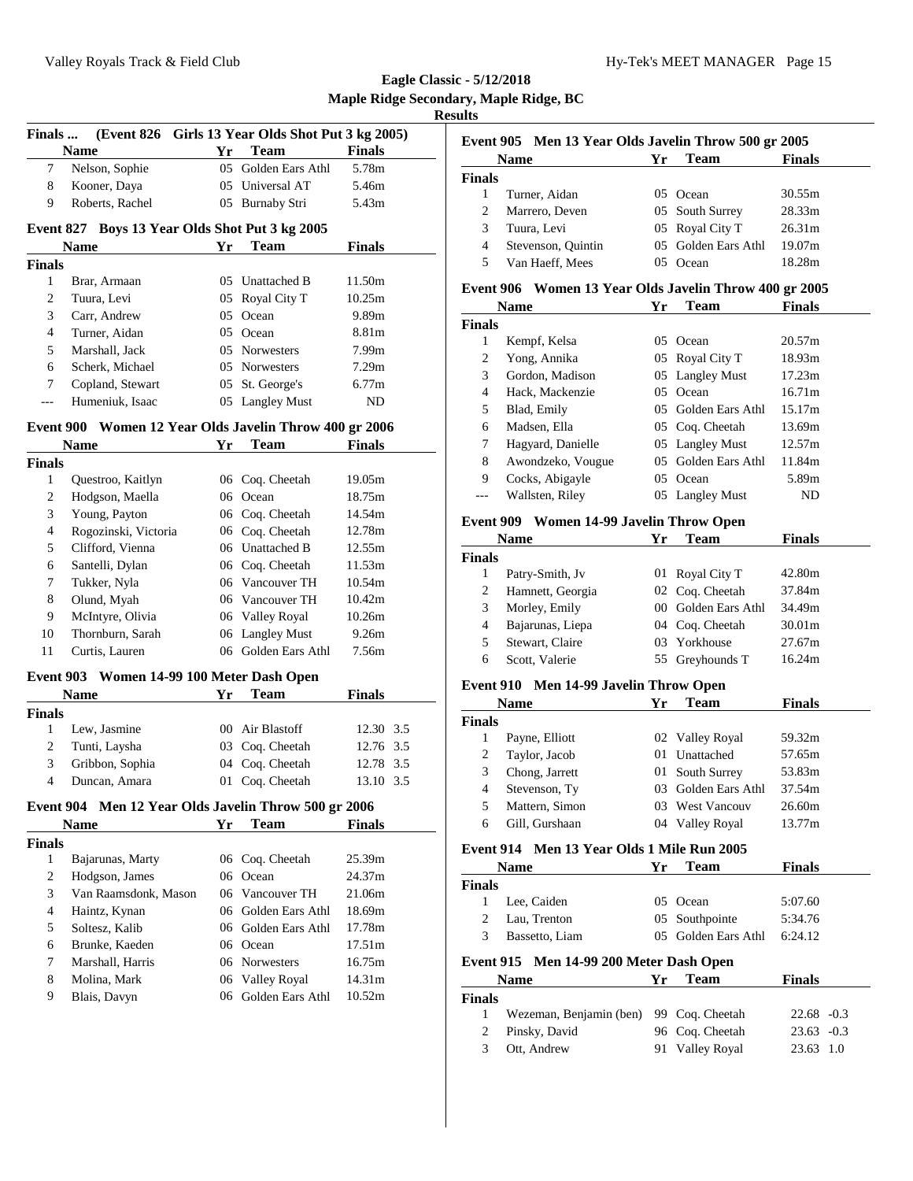**Eagle Classic - 5/12/2018**
**Maple Ridge Secondary, Maple Ridge, BC**
**Results**

### Finals ... (Event 826 Girls 13 Year Olds Shot Put 3 kg 2005)

| | Name | Yr | Team | Finals |
|---|---|---|---|---|
| 7 | Nelson, Sophie | 05 | Golden Ears Athl | 5.78m |
| 8 | Kooner, Daya | 05 | Universal AT | 5.46m |
| 9 | Roberts, Rachel | 05 | Burnaby Stri | 5.43m |

### Event 827 Boys 13 Year Olds Shot Put 3 kg 2005

| | Name | Yr | Team | Finals |
|---|---|---|---|---|
| **Finals** | | | | |
| 1 | Brar, Armaan | 05 | Unattached B | 11.50m |
| 2 | Tuura, Levi | 05 | Royal City T | 10.25m |
| 3 | Carr, Andrew | 05 | Ocean | 9.89m |
| 4 | Turner, Aidan | 05 | Ocean | 8.81m |
| 5 | Marshall, Jack | 05 | Norwesters | 7.99m |
| 6 | Scherk, Michael | 05 | Norwesters | 7.29m |
| 7 | Copland, Stewart | 05 | St. George's | 6.77m |
| --- | Humeniuk, Isaac | 05 | Langley Must | ND |

### Event 900 Women 12 Year Olds Javelin Throw 400 gr 2006

| | Name | Yr | Team | Finals |
|---|---|---|---|---|
| **Finals** | | | | |
| 1 | Questroo, Kaitlyn | 06 | Coq. Cheetah | 19.05m |
| 2 | Hodgson, Maella | 06 | Ocean | 18.75m |
| 3 | Young, Payton | 06 | Coq. Cheetah | 14.54m |
| 4 | Rogozinski, Victoria | 06 | Coq. Cheetah | 12.78m |
| 5 | Clifford, Vienna | 06 | Unattached B | 12.55m |
| 6 | Santelli, Dylan | 06 | Coq. Cheetah | 11.53m |
| 7 | Tukker, Nyla | 06 | Vancouver TH | 10.54m |
| 8 | Olund, Myah | 06 | Vancouver TH | 10.42m |
| 9 | McIntyre, Olivia | 06 | Valley Royal | 10.26m |
| 10 | Thornburn, Sarah | 06 | Langley Must | 9.26m |
| 11 | Curtis, Lauren | 06 | Golden Ears Athl | 7.56m |

### Event 903 Women 14-99 100 Meter Dash Open

| | Name | Yr | Team | Finals | |
|---|---|---|---|---|---|
| **Finals** | | | | | |
| 1 | Lew, Jasmine | 00 | Air Blastoff | 12.30 | 3.5 |
| 2 | Tunti, Laysha | 03 | Coq. Cheetah | 12.76 | 3.5 |
| 3 | Gribbon, Sophia | 04 | Coq. Cheetah | 12.78 | 3.5 |
| 4 | Duncan, Amara | 01 | Coq. Cheetah | 13.10 | 3.5 |

### Event 904 Men 12 Year Olds Javelin Throw 500 gr 2006

| | Name | Yr | Team | Finals |
|---|---|---|---|---|
| **Finals** | | | | |
| 1 | Bajarunas, Marty | 06 | Coq. Cheetah | 25.39m |
| 2 | Hodgson, James | 06 | Ocean | 24.37m |
| 3 | Van Raamsdonk, Mason | 06 | Vancouver TH | 21.06m |
| 4 | Haintz, Kynan | 06 | Golden Ears Athl | 18.69m |
| 5 | Soltesz, Kalib | 06 | Golden Ears Athl | 17.78m |
| 6 | Brunke, Kaeden | 06 | Ocean | 17.51m |
| 7 | Marshall, Harris | 06 | Norwesters | 16.75m |
| 8 | Molina, Mark | 06 | Valley Royal | 14.31m |
| 9 | Blais, Davyn | 06 | Golden Ears Athl | 10.52m |

### Event 905 Men 13 Year Olds Javelin Throw 500 gr 2005

| | Name | Yr | Team | Finals |
|---|---|---|---|---|
| **Finals** | | | | |
| 1 | Turner, Aidan | 05 | Ocean | 30.55m |
| 2 | Marrero, Deven | 05 | South Surrey | 28.33m |
| 3 | Tuura, Levi | 05 | Royal City T | 26.31m |
| 4 | Stevenson, Quintin | 05 | Golden Ears Athl | 19.07m |
| 5 | Van Haeff, Mees | 05 | Ocean | 18.28m |

### Event 906 Women 13 Year Olds Javelin Throw 400 gr 2005

| | Name | Yr | Team | Finals |
|---|---|---|---|---|
| **Finals** | | | | |
| 1 | Kempf, Kelsa | 05 | Ocean | 20.57m |
| 2 | Yong, Annika | 05 | Royal City T | 18.93m |
| 3 | Gordon, Madison | 05 | Langley Must | 17.23m |
| 4 | Hack, Mackenzie | 05 | Ocean | 16.71m |
| 5 | Blad, Emily | 05 | Golden Ears Athl | 15.17m |
| 6 | Madsen, Ella | 05 | Coq. Cheetah | 13.69m |
| 7 | Hagyard, Danielle | 05 | Langley Must | 12.57m |
| 8 | Awondzeko, Vougue | 05 | Golden Ears Athl | 11.84m |
| 9 | Cocks, Abigayle | 05 | Ocean | 5.89m |
| --- | Wallsten, Riley | 05 | Langley Must | ND |

### Event 909 Women 14-99 Javelin Throw Open

| | Name | Yr | Team | Finals |
|---|---|---|---|---|
| **Finals** | | | | |
| 1 | Patry-Smith, Jv | 01 | Royal City T | 42.80m |
| 2 | Hamnett, Georgia | 02 | Coq. Cheetah | 37.84m |
| 3 | Morley, Emily | 00 | Golden Ears Athl | 34.49m |
| 4 | Bajarunas, Liepa | 04 | Coq. Cheetah | 30.01m |
| 5 | Stewart, Claire | 03 | Yorkhouse | 27.67m |
| 6 | Scott, Valerie | 55 | Greyhounds T | 16.24m |

### Event 910 Men 14-99 Javelin Throw Open

| | Name | Yr | Team | Finals |
|---|---|---|---|---|
| **Finals** | | | | |
| 1 | Payne, Elliott | 02 | Valley Royal | 59.32m |
| 2 | Taylor, Jacob | 01 | Unattached | 57.65m |
| 3 | Chong, Jarrett | 01 | South Surrey | 53.83m |
| 4 | Stevenson, Ty | 03 | Golden Ears Athl | 37.54m |
| 5 | Mattern, Simon | 03 | West Vancouv | 26.60m |
| 6 | Gill, Gurshaan | 04 | Valley Royal | 13.77m |

### Event 914 Men 13 Year Olds 1 Mile Run 2005

| | Name | Yr | Team | Finals |
|---|---|---|---|---|
| **Finals** | | | | |
| 1 | Lee, Caiden | 05 | Ocean | 5:07.60 |
| 2 | Lau, Trenton | 05 | Southpointe | 5:34.76 |
| 3 | Bassetto, Liam | 05 | Golden Ears Athl | 6:24.12 |

### Event 915 Men 14-99 200 Meter Dash Open

| | Name | Yr | Team | Finals | |
|---|---|---|---|---|---|
| **Finals** | | | | | |
| 1 | Wezeman, Benjamin (ben) | 99 | Coq. Cheetah | 22.68 | -0.3 |
| 2 | Pinsky, David | 96 | Coq. Cheetah | 23.63 | -0.3 |
| 3 | Ott, Andrew | 91 | Valley Royal | 23.63 | 1.0 |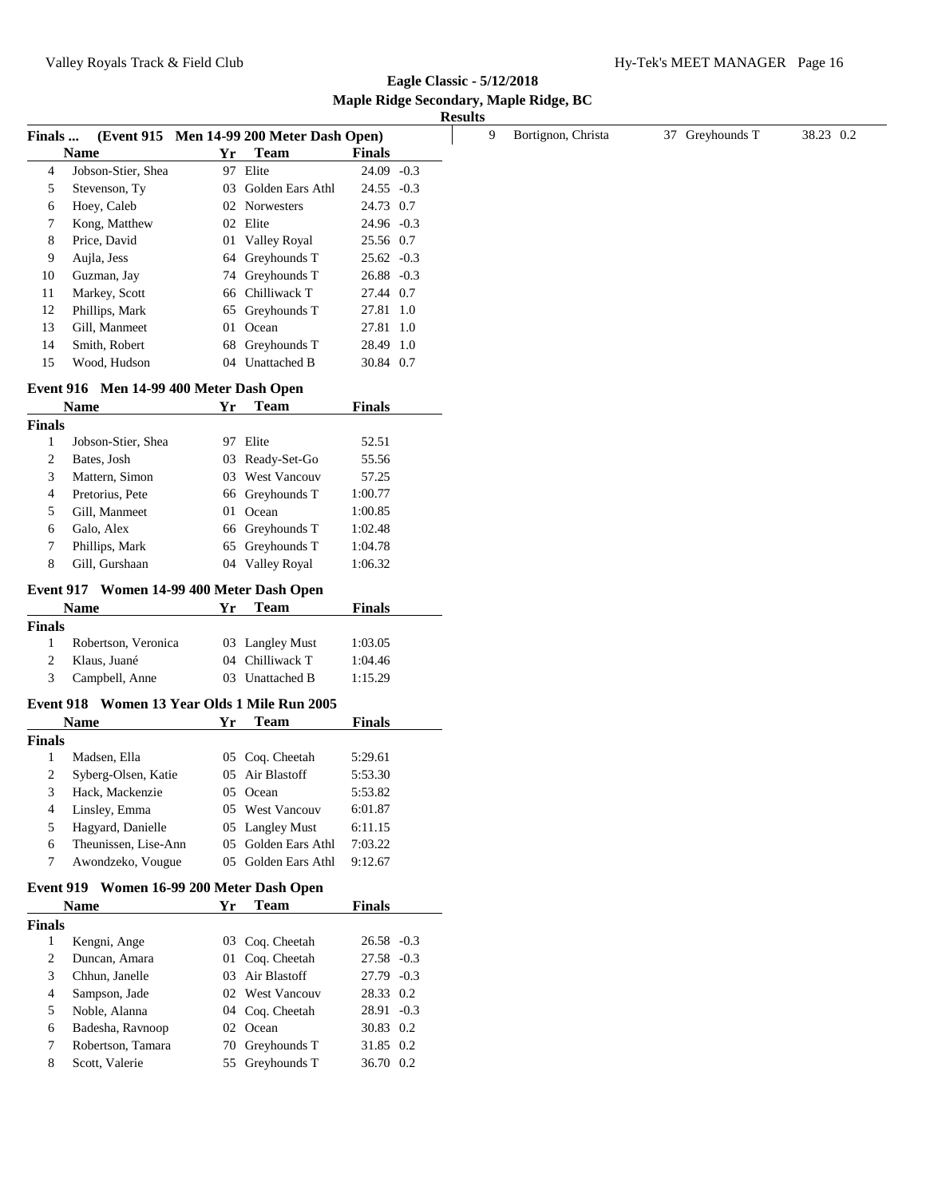**Eagle Classic - 5/12/2018**
**Maple Ridge Secondary, Maple Ridge, BC**
**Results**

### Finals ... (Event 915 Men 14-99 200 Meter Dash Open)

| | Name | Yr | Team | Finals | |
|---|---|---|---|---|---|
| 4 | Jobson-Stier, Shea | 97 | Elite | 24.09 | -0.3 |
| 5 | Stevenson, Ty | 03 | Golden Ears Athl | 24.55 | -0.3 |
| 6 | Hoey, Caleb | 02 | Norwesters | 24.73 | 0.7 |
| 7 | Kong, Matthew | 02 | Elite | 24.96 | -0.3 |
| 8 | Price, David | 01 | Valley Royal | 25.56 | 0.7 |
| 9 | Aujla, Jess | 64 | Greyhounds T | 25.62 | -0.3 |
| 10 | Guzman, Jay | 74 | Greyhounds T | 26.88 | -0.3 |
| 11 | Markey, Scott | 66 | Chilliwack T | 27.44 | 0.7 |
| 12 | Phillips, Mark | 65 | Greyhounds T | 27.81 | 1.0 |
| 13 | Gill, Manmeet | 01 | Ocean | 27.81 | 1.0 |
| 14 | Smith, Robert | 68 | Greyhounds T | 28.49 | 1.0 |
| 15 | Wood, Hudson | 04 | Unattached B | 30.84 | 0.7 |

### Event 916 Men 14-99 400 Meter Dash Open

| | Name | Yr | Team | Finals |
|---|---|---|---|---|
| **Finals** | | | | |
| 1 | Jobson-Stier, Shea | 97 | Elite | 52.51 |
| 2 | Bates, Josh | 03 | Ready-Set-Go | 55.56 |
| 3 | Mattern, Simon | 03 | West Vancouv | 57.25 |
| 4 | Pretorius, Pete | 66 | Greyhounds T | 1:00.77 |
| 5 | Gill, Manmeet | 01 | Ocean | 1:00.85 |
| 6 | Galo, Alex | 66 | Greyhounds T | 1:02.48 |
| 7 | Phillips, Mark | 65 | Greyhounds T | 1:04.78 |
| 8 | Gill, Gurshaan | 04 | Valley Royal | 1:06.32 |

### Event 917 Women 14-99 400 Meter Dash Open

| | Name | Yr | Team | Finals |
|---|---|---|---|---|
| **Finals** | | | | |
| 1 | Robertson, Veronica | 03 | Langley Must | 1:03.05 |
| 2 | Klaus, Juané | 04 | Chilliwack T | 1:04.46 |
| 3 | Campbell, Anne | 03 | Unattached B | 1:15.29 |

### Event 918 Women 13 Year Olds 1 Mile Run 2005

| | Name | Yr | Team | Finals |
|---|---|---|---|---|
| **Finals** | | | | |
| 1 | Madsen, Ella | 05 | Coq. Cheetah | 5:29.61 |
| 2 | Syberg-Olsen, Katie | 05 | Air Blastoff | 5:53.30 |
| 3 | Hack, Mackenzie | 05 | Ocean | 5:53.82 |
| 4 | Linsley, Emma | 05 | West Vancouv | 6:01.87 |
| 5 | Hagyard, Danielle | 05 | Langley Must | 6:11.15 |
| 6 | Theunissen, Lise-Ann | 05 | Golden Ears Athl | 7:03.22 |
| 7 | Awondzeko, Vougue | 05 | Golden Ears Athl | 9:12.67 |

### Event 919 Women 16-99 200 Meter Dash Open

| | Name | Yr | Team | Finals | |
|---|---|---|---|---|---|
| **Finals** | | | | | |
| 1 | Kengni, Ange | 03 | Coq. Cheetah | 26.58 | -0.3 |
| 2 | Duncan, Amara | 01 | Coq. Cheetah | 27.58 | -0.3 |
| 3 | Chhun, Janelle | 03 | Air Blastoff | 27.79 | -0.3 |
| 4 | Sampson, Jade | 02 | West Vancouv | 28.33 | 0.2 |
| 5 | Noble, Alanna | 04 | Coq. Cheetah | 28.91 | -0.3 |
| 6 | Badesha, Ravnoop | 02 | Ocean | 30.83 | 0.2 |
| 7 | Robertson, Tamara | 70 | Greyhounds T | 31.85 | 0.2 |
| 8 | Scott, Valerie | 55 | Greyhounds T | 36.70 | 0.2 |
| 9 | Bortignon, Christa | 37 | Greyhounds T | 38.23 | 0.2 |